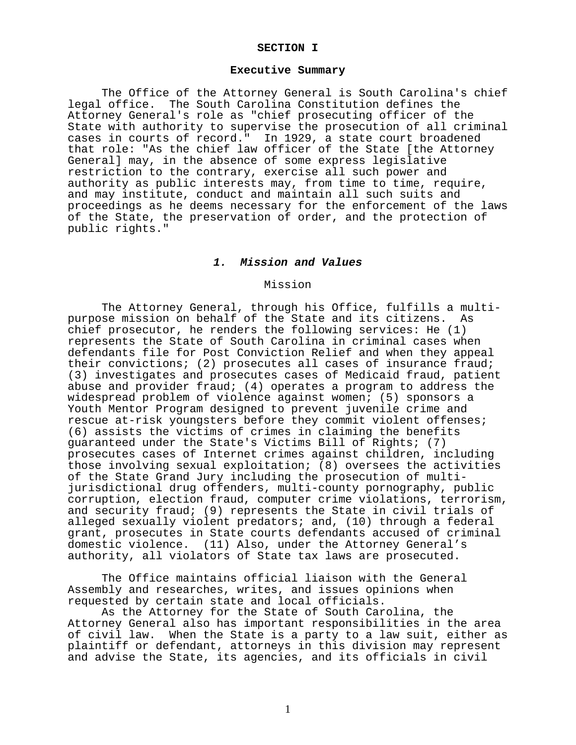# SECTION I

## Executive Summary

The Office of the Attorney General is South Carolina's chief legal office. The South Carolina Constitution defines the Attorney General's role as "chief prosecuting officer of the State with authority to supervise the prosecution of all criminal cases in courts of record." In 1929, a state court broadened that role: "As the chief law officer of the State [the Attorney General] may, in the absence of some express legislative restriction to the contrary, exercise all such power and authority as public interests may, from time to time, require, and may institute, conduct and maintain all such suits and proceedings as he deems necessary for the enforcement of the laws of the State, the preservation of order, and the protection of public rights."

### *1. Mission and Values*

Mission

The Attorney General, through his Office, fulfills a multi-purpose mission on behalf of the State and its citizens. As chief prosecutor, he renders the following services: He (1) represents the State of South Carolina in criminal cases when defendants file for Post Conviction Relief and when they appeal their convictions; (2) prosecutes all cases of insurance fraud; (3) investigates and prosecutes cases of Medicaid fraud, patient abuse and provider fraud; (4) operates a program to address the widespread problem of violence against women; (5) sponsors a Youth Mentor Program designed to prevent juvenile crime and rescue at-risk youngsters before they commit violent offenses; (6) assists the victims of crimes in claiming the benefits guaranteed under the State's Victims Bill of Rights; (7) prosecutes cases of Internet crimes against children, including those involving sexual exploitation; (8) oversees the activities of the State Grand Jury including the prosecution of multi-jurisdictional drug offenders, multi-county pornography, public corruption, election fraud, computer crime violations, terrorism, and security fraud; (9) represents the State in civil trials of alleged sexually violent predators; and, (10) through a federal grant, prosecutes in State courts defendants accused of criminal domestic violence. (11) Also, under the Attorney General's authority, all violators of State tax laws are prosecuted.

The Office maintains official liaison with the General Assembly and researches, writes, and issues opinions when requested by certain state and local officials.

As the Attorney for the State of South Carolina, the Attorney General also has important responsibilities in the area of civil law. When the State is a party to a law suit, either as plaintiff or defendant, attorneys in this division may represent and advise the State, its agencies, and its officials in civil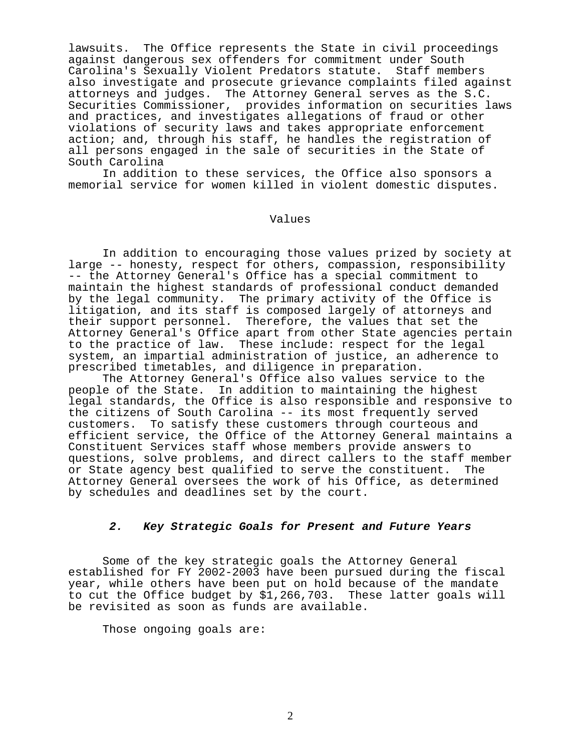lawsuits. The Office represents the State in civil proceedings against dangerous sex offenders for commitment under South Carolina's Sexually Violent Predators statute. Staff members also investigate and prosecute grievance complaints filed against attorneys and judges. The Attorney General serves as the S.C. Securities Commissioner, provides information on securities laws and practices, and investigates allegations of fraud or other violations of security laws and takes appropriate enforcement action; and, through his staff, he handles the registration of all persons engaged in the sale of securities in the State of South Carolina

In addition to these services, the Office also sponsors a memorial service for women killed in violent domestic disputes.

## Values

In addition to encouraging those values prized by society at large -- honesty, respect for others, compassion, responsibility -- the Attorney General's Office has a special commitment to maintain the highest standards of professional conduct demanded by the legal community. The primary activity of the Office is litigation, and its staff is composed largely of attorneys and their support personnel. Therefore, the values that set the Attorney General's Office apart from other State agencies pertain to the practice of law. These include: respect for the legal system, an impartial administration of justice, an adherence to prescribed timetables, and diligence in preparation.

The Attorney General's Office also values service to the people of the State. In addition to maintaining the highest legal standards, the Office is also responsible and responsive to the citizens of South Carolina -- its most frequently served customers. To satisfy these customers through courteous and efficient service, the Office of the Attorney General maintains a Constituent Services staff whose members provide answers to questions, solve problems, and direct callers to the staff member or State agency best qualified to serve the constituent. The Attorney General oversees the work of his Office, as determined by schedules and deadlines set by the court.

## ***2. Key Strategic Goals for Present and Future Years***

Some of the key strategic goals the Attorney General established for FY 2002-2003 have been pursued during the fiscal year, while others have been put on hold because of the mandate to cut the Office budget by $1,266,703. These latter goals will be revisited as soon as funds are available.

Those ongoing goals are: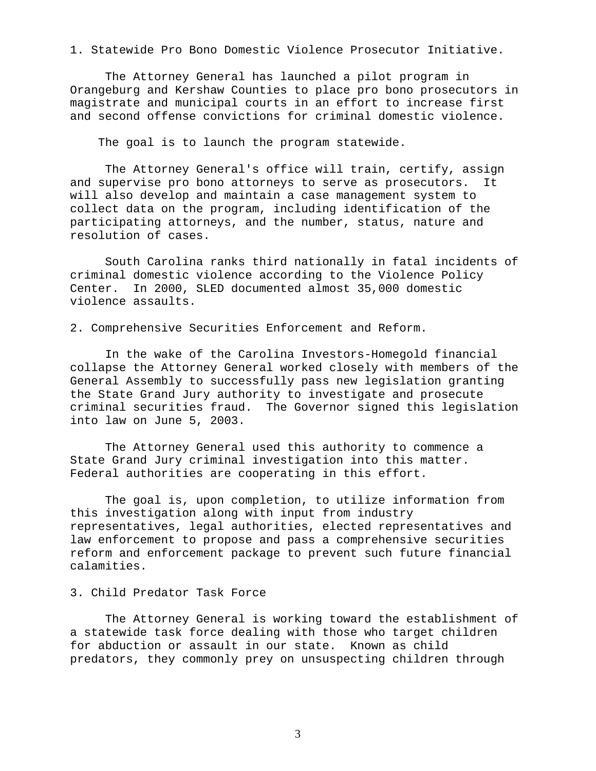1. Statewide Pro Bono Domestic Violence Prosecutor Initiative.

The Attorney General has launched a pilot program in Orangeburg and Kershaw Counties to place pro bono prosecutors in magistrate and municipal courts in an effort to increase first and second offense convictions for criminal domestic violence.

The goal is to launch the program statewide.

The Attorney General's office will train, certify, assign and supervise pro bono attorneys to serve as prosecutors. It will also develop and maintain a case management system to collect data on the program, including identification of the participating attorneys, and the number, status, nature and resolution of cases.

South Carolina ranks third nationally in fatal incidents of criminal domestic violence according to the Violence Policy Center. In 2000, SLED documented almost 35,000 domestic violence assaults.

2. Comprehensive Securities Enforcement and Reform.

In the wake of the Carolina Investors-Homegold financial collapse the Attorney General worked closely with members of the General Assembly to successfully pass new legislation granting the State Grand Jury authority to investigate and prosecute criminal securities fraud. The Governor signed this legislation into law on June 5, 2003.

The Attorney General used this authority to commence a State Grand Jury criminal investigation into this matter. Federal authorities are cooperating in this effort.

The goal is, upon completion, to utilize information from this investigation along with input from industry representatives, legal authorities, elected representatives and law enforcement to propose and pass a comprehensive securities reform and enforcement package to prevent such future financial calamities.

3. Child Predator Task Force

The Attorney General is working toward the establishment of a statewide task force dealing with those who target children for abduction or assault in our state. Known as child predators, they commonly prey on unsuspecting children through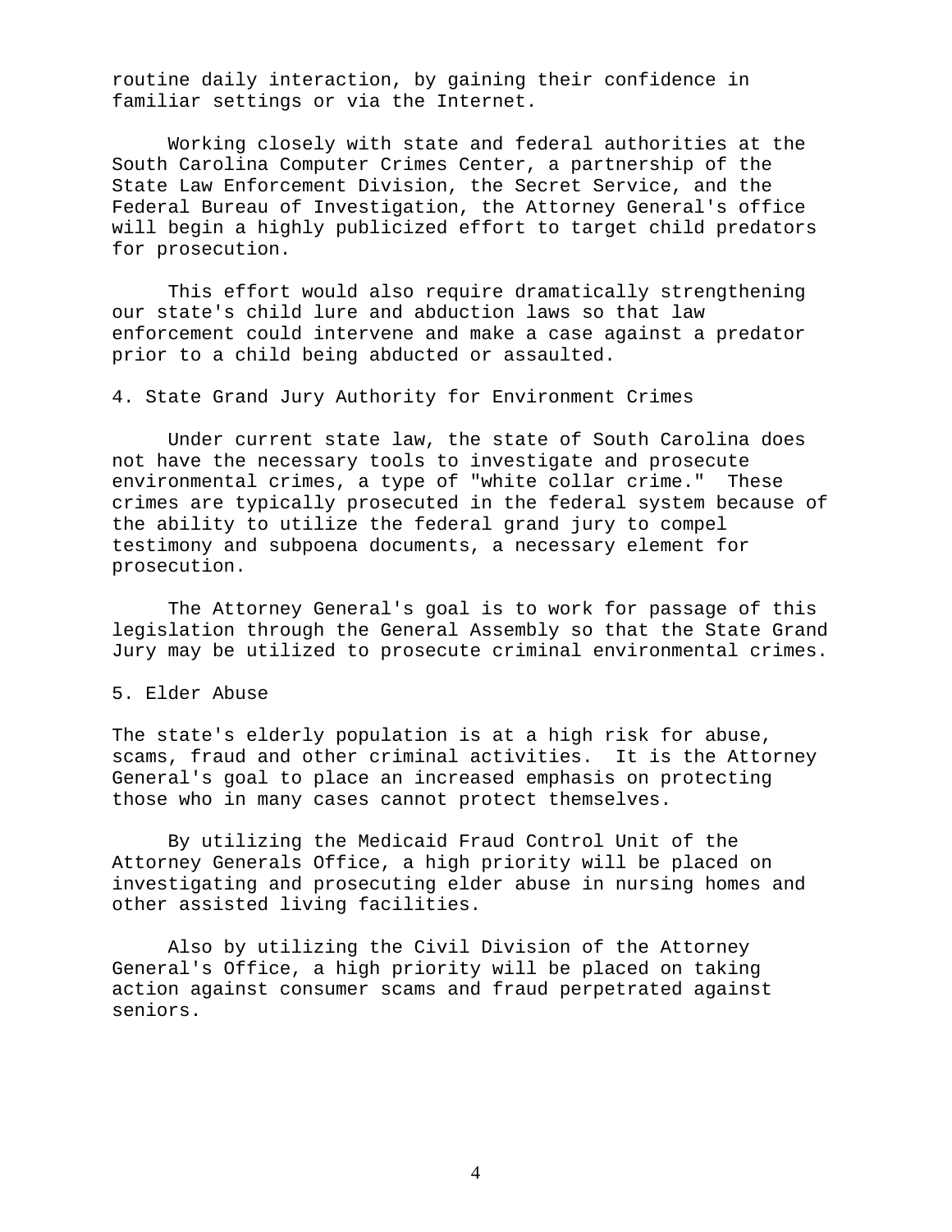routine daily interaction, by gaining their confidence in familiar settings or via the Internet.

Working closely with state and federal authorities at the South Carolina Computer Crimes Center, a partnership of the State Law Enforcement Division, the Secret Service, and the Federal Bureau of Investigation, the Attorney General's office will begin a highly publicized effort to target child predators for prosecution.

This effort would also require dramatically strengthening our state's child lure and abduction laws so that law enforcement could intervene and make a case against a predator prior to a child being abducted or assaulted.

4. State Grand Jury Authority for Environment Crimes

Under current state law, the state of South Carolina does not have the necessary tools to investigate and prosecute environmental crimes, a type of "white collar crime." These crimes are typically prosecuted in the federal system because of the ability to utilize the federal grand jury to compel testimony and subpoena documents, a necessary element for prosecution.

The Attorney General's goal is to work for passage of this legislation through the General Assembly so that the State Grand Jury may be utilized to prosecute criminal environmental crimes.

5. Elder Abuse

The state's elderly population is at a high risk for abuse, scams, fraud and other criminal activities. It is the Attorney General's goal to place an increased emphasis on protecting those who in many cases cannot protect themselves.

By utilizing the Medicaid Fraud Control Unit of the Attorney Generals Office, a high priority will be placed on investigating and prosecuting elder abuse in nursing homes and other assisted living facilities.

Also by utilizing the Civil Division of the Attorney General's Office, a high priority will be placed on taking action against consumer scams and fraud perpetrated against seniors.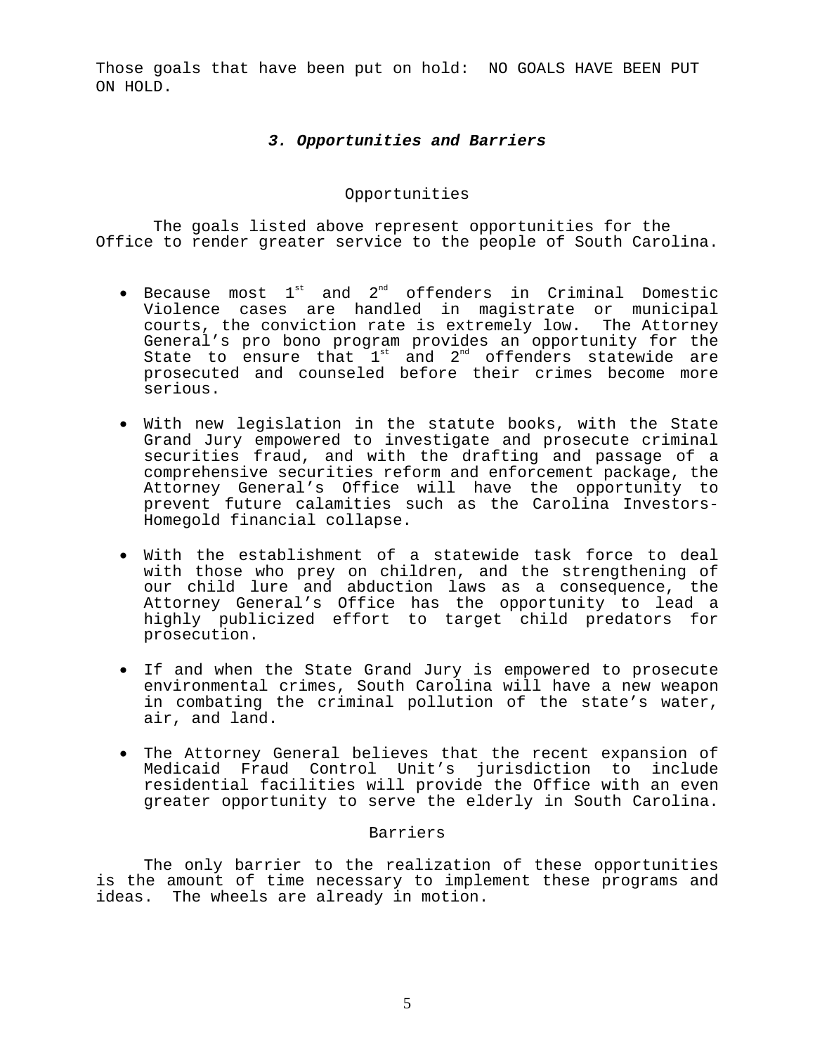Those goals that have been put on hold: NO GOALS HAVE BEEN PUT ON HOLD.

### *3. Opportunities and Barriers*

#### Opportunities

The goals listed above represent opportunities for the Office to render greater service to the people of South Carolina.

- Because most 1st and 2nd offenders in Criminal Domestic Violence cases are handled in magistrate or municipal courts, the conviction rate is extremely low. The Attorney General's pro bono program provides an opportunity for the State to ensure that 1st and 2nd offenders statewide are prosecuted and counseled before their crimes become more serious.

- With new legislation in the statute books, with the State Grand Jury empowered to investigate and prosecute criminal securities fraud, and with the drafting and passage of a comprehensive securities reform and enforcement package, the Attorney General's Office will have the opportunity to prevent future calamities such as the Carolina Investors-Homegold financial collapse.

- With the establishment of a statewide task force to deal with those who prey on children, and the strengthening of our child lure and abduction laws as a consequence, the Attorney General's Office has the opportunity to lead a highly publicized effort to target child predators for prosecution.

- If and when the State Grand Jury is empowered to prosecute environmental crimes, South Carolina will have a new weapon in combating the criminal pollution of the state's water, air, and land.

- The Attorney General believes that the recent expansion of Medicaid Fraud Control Unit's jurisdiction to include residential facilities will provide the Office with an even greater opportunity to serve the elderly in South Carolina.

#### Barriers

The only barrier to the realization of these opportunities is the amount of time necessary to implement these programs and ideas. The wheels are already in motion.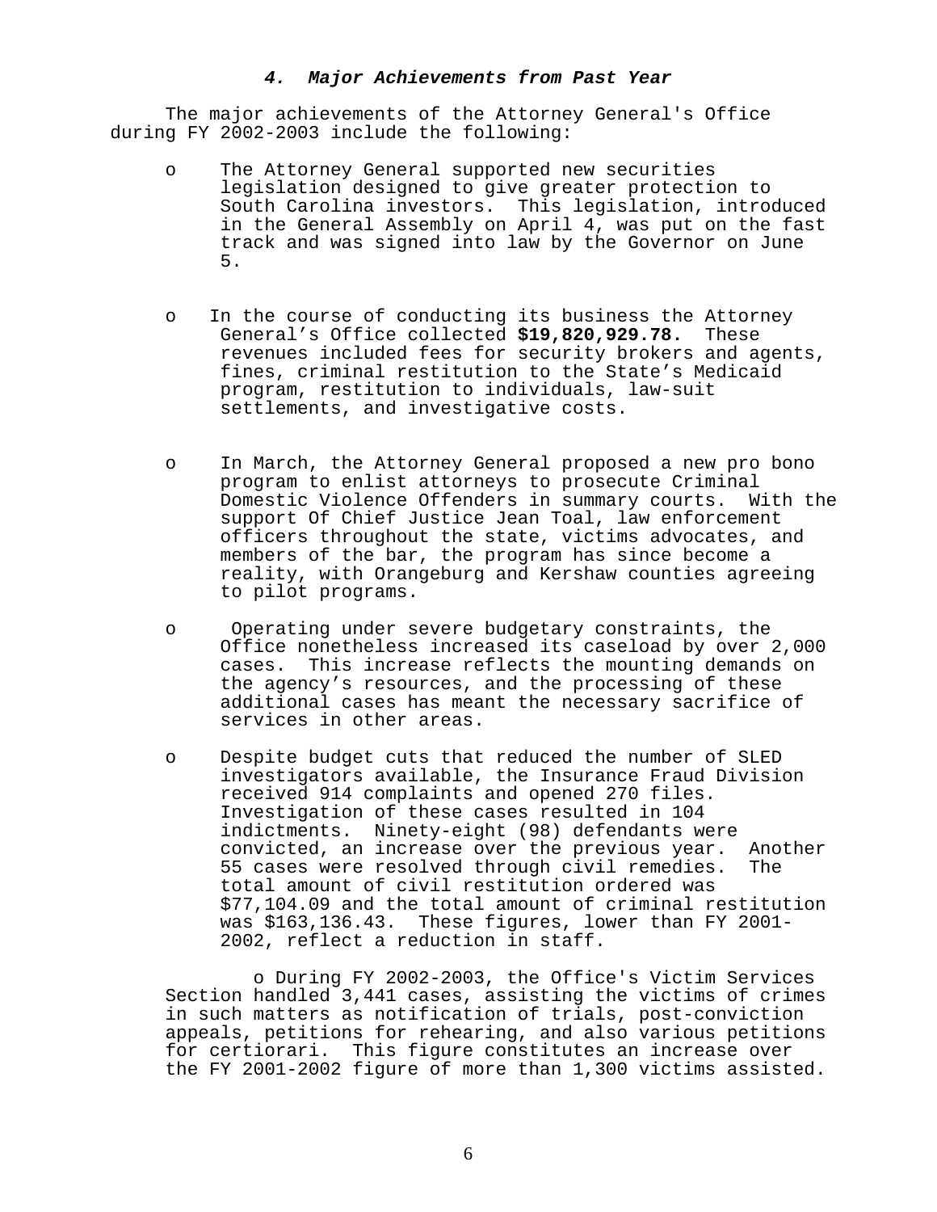### *4. Major Achievements from Past Year*

The major achievements of the Attorney General's Office during FY 2002-2003 include the following:

- The Attorney General supported new securities legislation designed to give greater protection to South Carolina investors. This legislation, introduced in the General Assembly on April 4, was put on the fast track and was signed into law by the Governor on June 5.

- In the course of conducting its business the Attorney General's Office collected **$19,820,929.78.** These revenues included fees for security brokers and agents, fines, criminal restitution to the State's Medicaid program, restitution to individuals, law-suit settlements, and investigative costs.

- In March, the Attorney General proposed a new pro bono program to enlist attorneys to prosecute Criminal Domestic Violence Offenders in summary courts. With the support Of Chief Justice Jean Toal, law enforcement officers throughout the state, victims advocates, and members of the bar, the program has since become a reality, with Orangeburg and Kershaw counties agreeing to pilot programs.

- Operating under severe budgetary constraints, the Office nonetheless increased its caseload by over 2,000 cases. This increase reflects the mounting demands on the agency's resources, and the processing of these additional cases has meant the necessary sacrifice of services in other areas.

- Despite budget cuts that reduced the number of SLED investigators available, the Insurance Fraud Division received 914 complaints and opened 270 files. Investigation of these cases resulted in 104 indictments. Ninety-eight (98) defendants were convicted, an increase over the previous year. Another 55 cases were resolved through civil remedies. The total amount of civil restitution ordered was $77,104.09 and the total amount of criminal restitution was $163,136.43. These figures, lower than FY 2001-2002, reflect a reduction in staff.

- During FY 2002-2003, the Office's Victim Services Section handled 3,441 cases, assisting the victims of crimes in such matters as notification of trials, post-conviction appeals, petitions for rehearing, and also various petitions for certiorari. This figure constitutes an increase over the FY 2001-2002 figure of more than 1,300 victims assisted.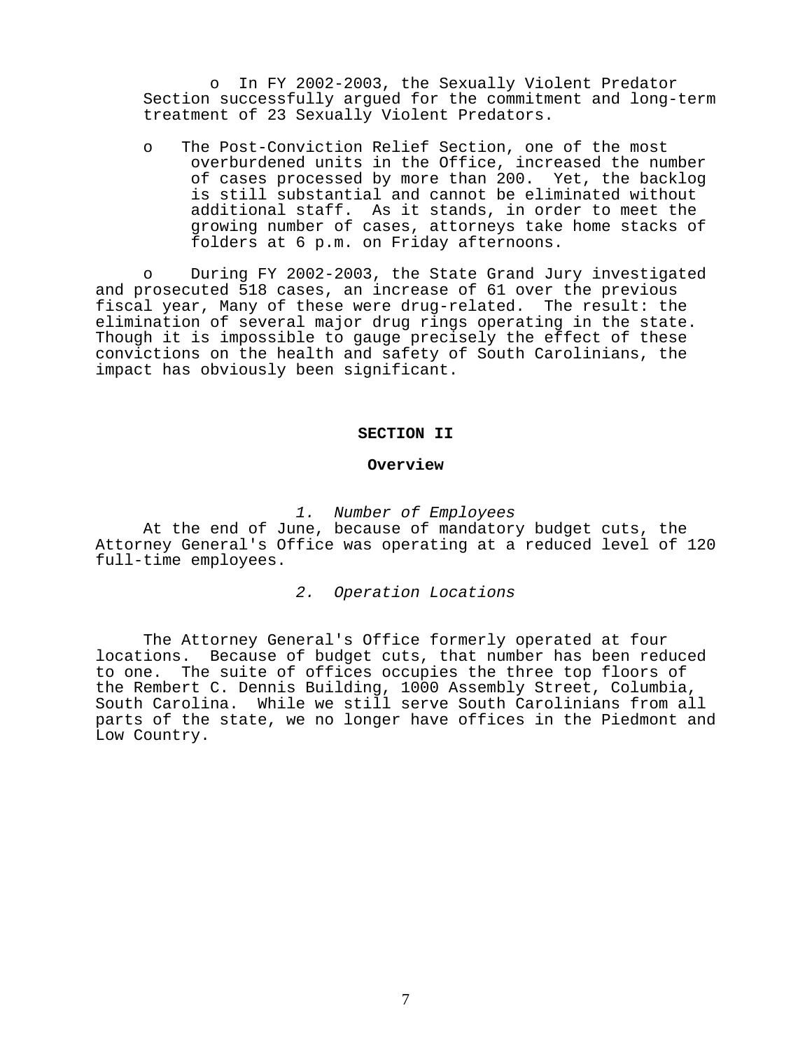- In FY 2002-2003, the Sexually Violent Predator Section successfully argued for the commitment and long-term treatment of 23 Sexually Violent Predators.

- The Post-Conviction Relief Section, one of the most overburdened units in the Office, increased the number of cases processed by more than 200. Yet, the backlog is still substantial and cannot be eliminated without additional staff. As it stands, in order to meet the growing number of cases, attorneys take home stacks of folders at 6 p.m. on Friday afternoons.

- During FY 2002-2003, the State Grand Jury investigated and prosecuted 518 cases, an increase of 61 over the previous fiscal year, Many of these were drug-related. The result: the elimination of several major drug rings operating in the state. Though it is impossible to gauge precisely the effect of these convictions on the health and safety of South Carolinians, the impact has obviously been significant.

## SECTION II

### Overview

*1. Number of Employees*

At the end of June, because of mandatory budget cuts, the Attorney General's Office was operating at a reduced level of 120 full-time employees.

*2. Operation Locations*

The Attorney General's Office formerly operated at four locations. Because of budget cuts, that number has been reduced to one. The suite of offices occupies the three top floors of the Rembert C. Dennis Building, 1000 Assembly Street, Columbia, South Carolina. While we still serve South Carolinians from all parts of the state, we no longer have offices in the Piedmont and Low Country.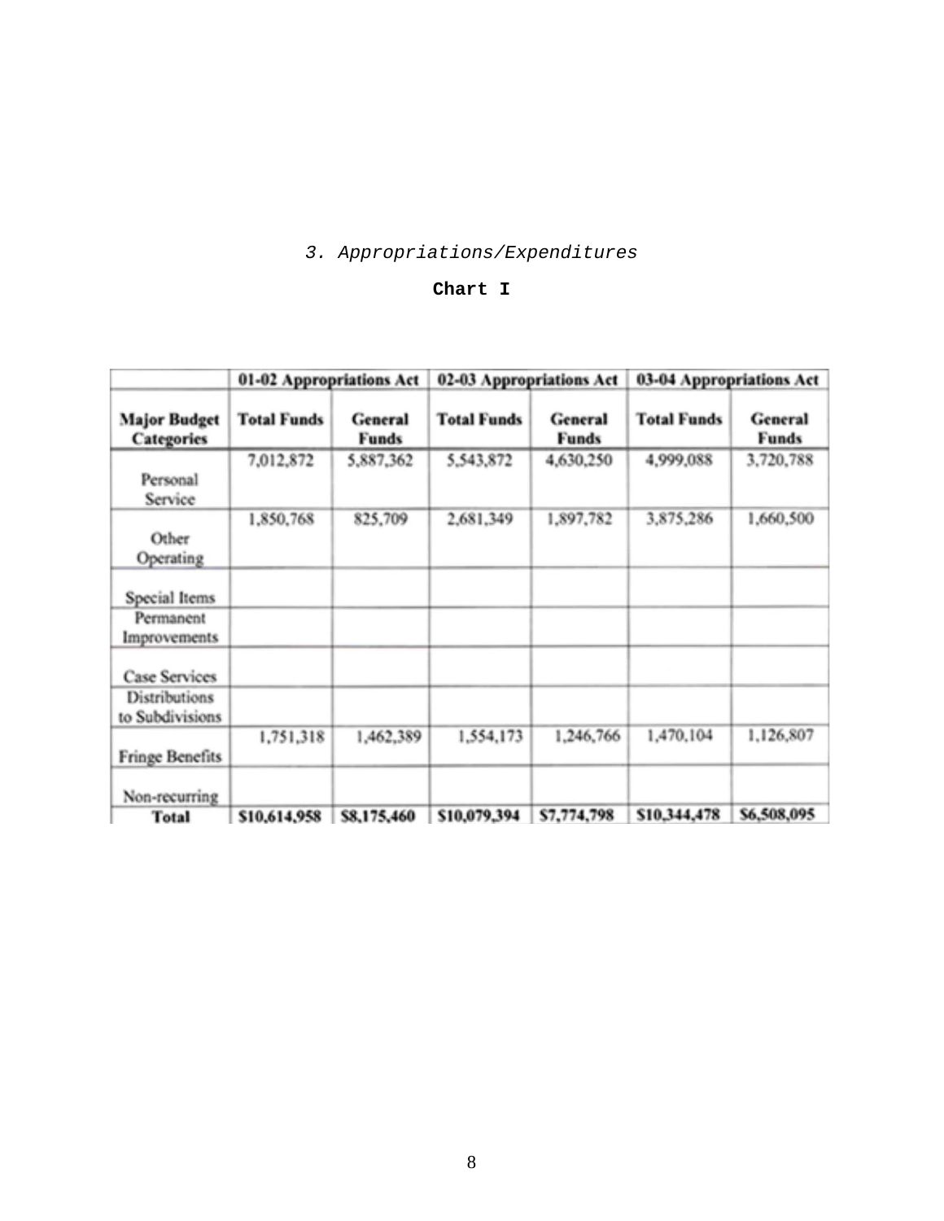*3. Appropriations/Expenditures*

**Chart I**

| | 01-02 Appropriations Act | | 02-03 Appropriations Act | | 03-04 Appropriations Act | |
|---|---|---|---|---|---|---|
| **Major Budget Categories** | **Total Funds** | **General Funds** | **Total Funds** | **General Funds** | **Total Funds** | **General Funds** |
| Personal Service | 7,012,872 | 5,887,362 | 5,543,872 | 4,630,250 | 4,999,088 | 3,720,788 |
| Other Operating | 1,850,768 | 825,709 | 2,681,349 | 1,897,782 | 3,875,286 | 1,660,500 |
| Special Items | | | | | | |
| Permanent Improvements | | | | | | |
| Case Services | | | | | | |
| Distributions to Subdivisions | | | | | | |
| Fringe Benefits | 1,751,318 | 1,462,389 | 1,554,173 | 1,246,766 | 1,470,104 | 1,126,807 |
| Non-recurring | | | | | | |
| **Total** | **$10,614,958** | **$8,175,460** | **$10,079,394** | **$7,774,798** | **$10,344,478** | **$6,508,095** |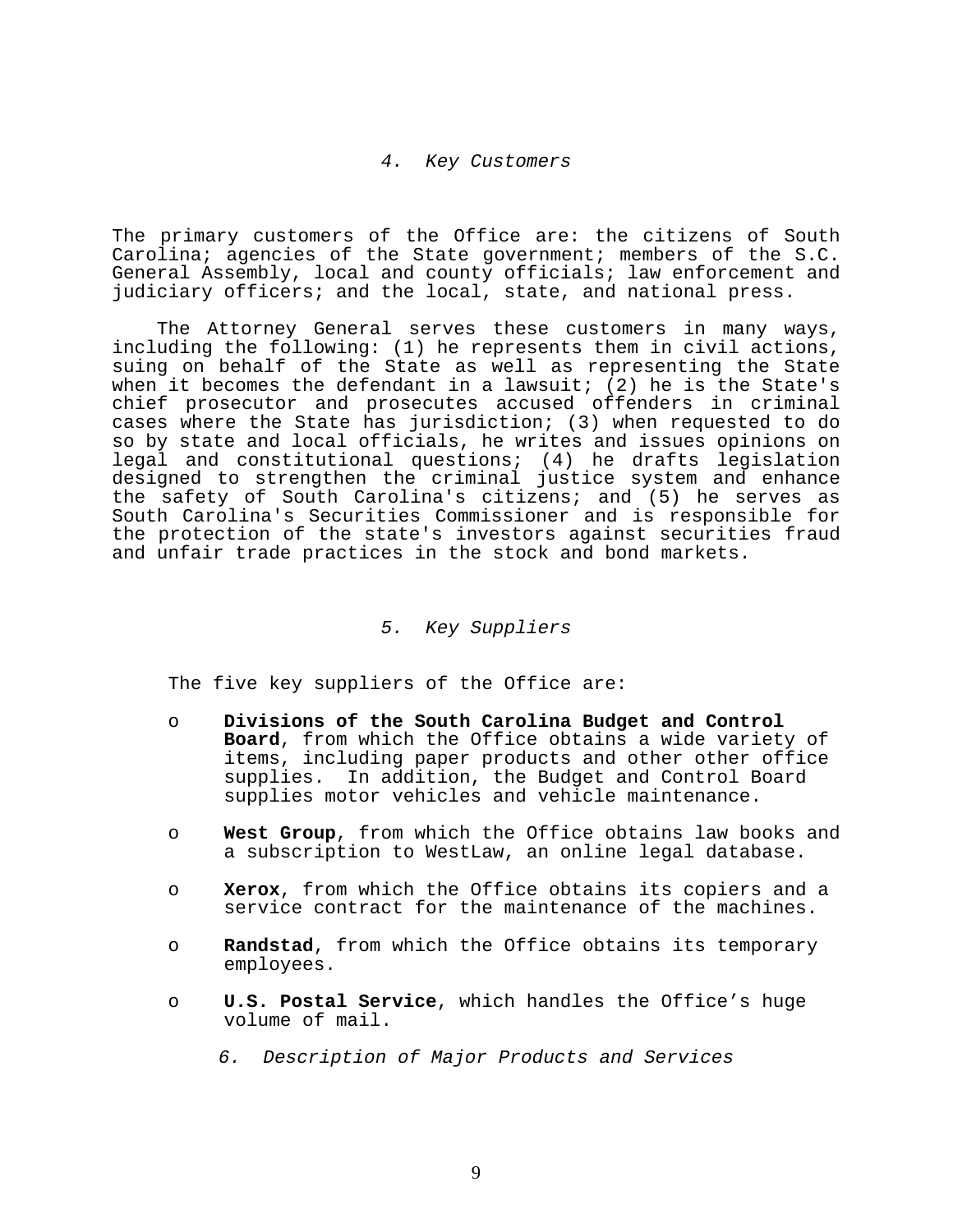### *4. Key Customers*

The primary customers of the Office are: the citizens of South Carolina; agencies of the State government; members of the S.C. General Assembly, local and county officials; law enforcement and judiciary officers; and the local, state, and national press.

The Attorney General serves these customers in many ways, including the following: (1) he represents them in civil actions, suing on behalf of the State as well as representing the State when it becomes the defendant in a lawsuit; (2) he is the State's chief prosecutor and prosecutes accused offenders in criminal cases where the State has jurisdiction; (3) when requested to do so by state and local officials, he writes and issues opinions on legal and constitutional questions; (4) he drafts legislation designed to strengthen the criminal justice system and enhance the safety of South Carolina's citizens; and (5) he serves as South Carolina's Securities Commissioner and is responsible for the protection of the state's investors against securities fraud and unfair trade practices in the stock and bond markets.

### *5. Key Suppliers*

The five key suppliers of the Office are:

- **Divisions of the South Carolina Budget and Control Board**, from which the Office obtains a wide variety of items, including paper products and other other office supplies. In addition, the Budget and Control Board supplies motor vehicles and vehicle maintenance.
- **West Group**, from which the Office obtains law books and a subscription to WestLaw, an online legal database.
- **Xerox**, from which the Office obtains its copiers and a service contract for the maintenance of the machines.
- **Randstad**, from which the Office obtains its temporary employees.
- **U.S. Postal Service**, which handles the Office’s huge volume of mail.

### *6. Description of Major Products and Services*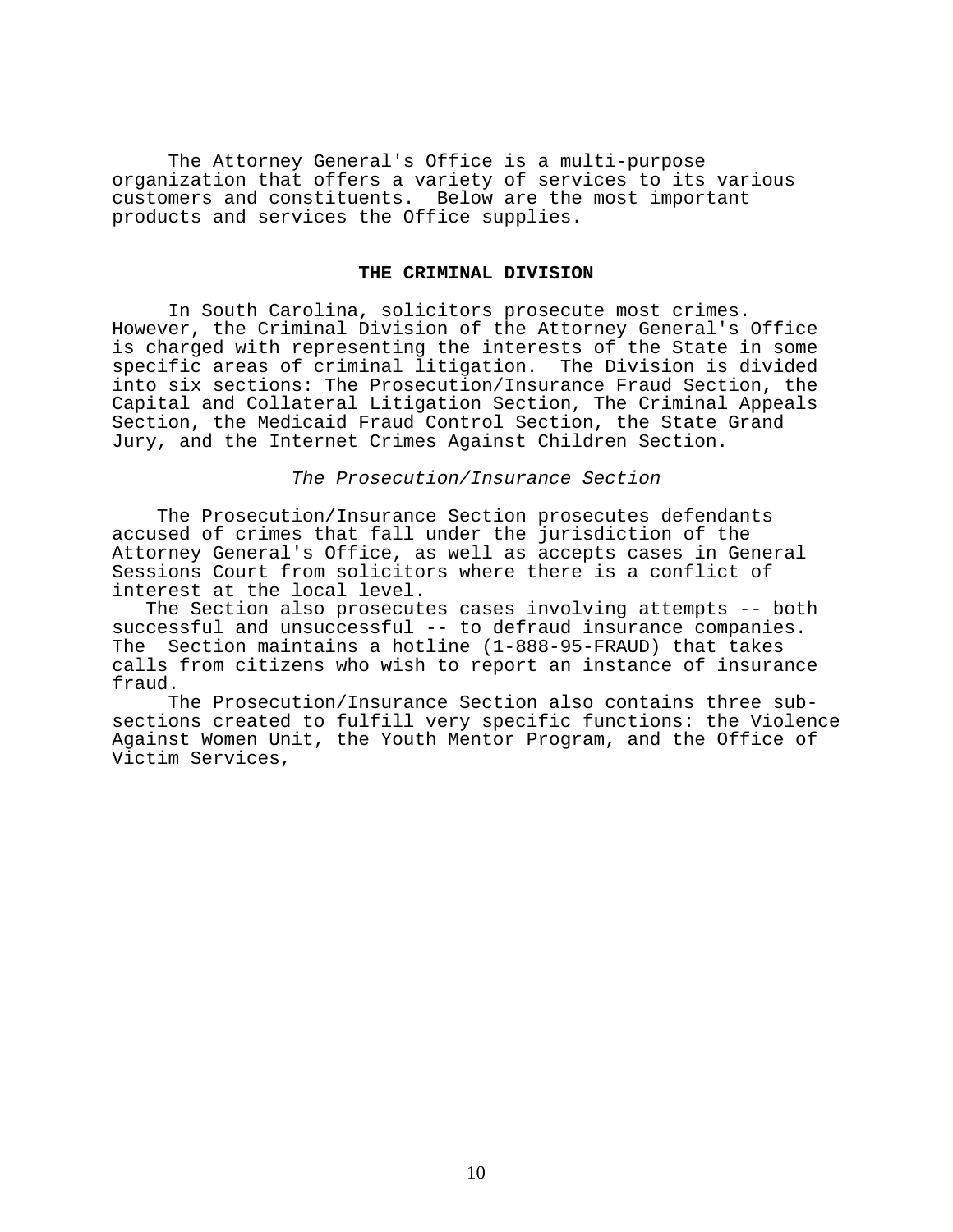The Attorney General's Office is a multi-purpose organization that offers a variety of services to its various customers and constituents. Below are the most important products and services the Office supplies.

## THE CRIMINAL DIVISION

In South Carolina, solicitors prosecute most crimes. However, the Criminal Division of the Attorney General's Office is charged with representing the interests of the State in some specific areas of criminal litigation. The Division is divided into six sections: The Prosecution/Insurance Fraud Section, the Capital and Collateral Litigation Section, The Criminal Appeals Section, the Medicaid Fraud Control Section, the State Grand Jury, and the Internet Crimes Against Children Section.

### *The Prosecution/Insurance Section*

The Prosecution/Insurance Section prosecutes defendants accused of crimes that fall under the jurisdiction of the Attorney General's Office, as well as accepts cases in General Sessions Court from solicitors where there is a conflict of interest at the local level.

The Section also prosecutes cases involving attempts -- both successful and unsuccessful -- to defraud insurance companies. The Section maintains a hotline (1-888-95-FRAUD) that takes calls from citizens who wish to report an instance of insurance fraud.

The Prosecution/Insurance Section also contains three sub-sections created to fulfill very specific functions: the Violence Against Women Unit, the Youth Mentor Program, and the Office of Victim Services,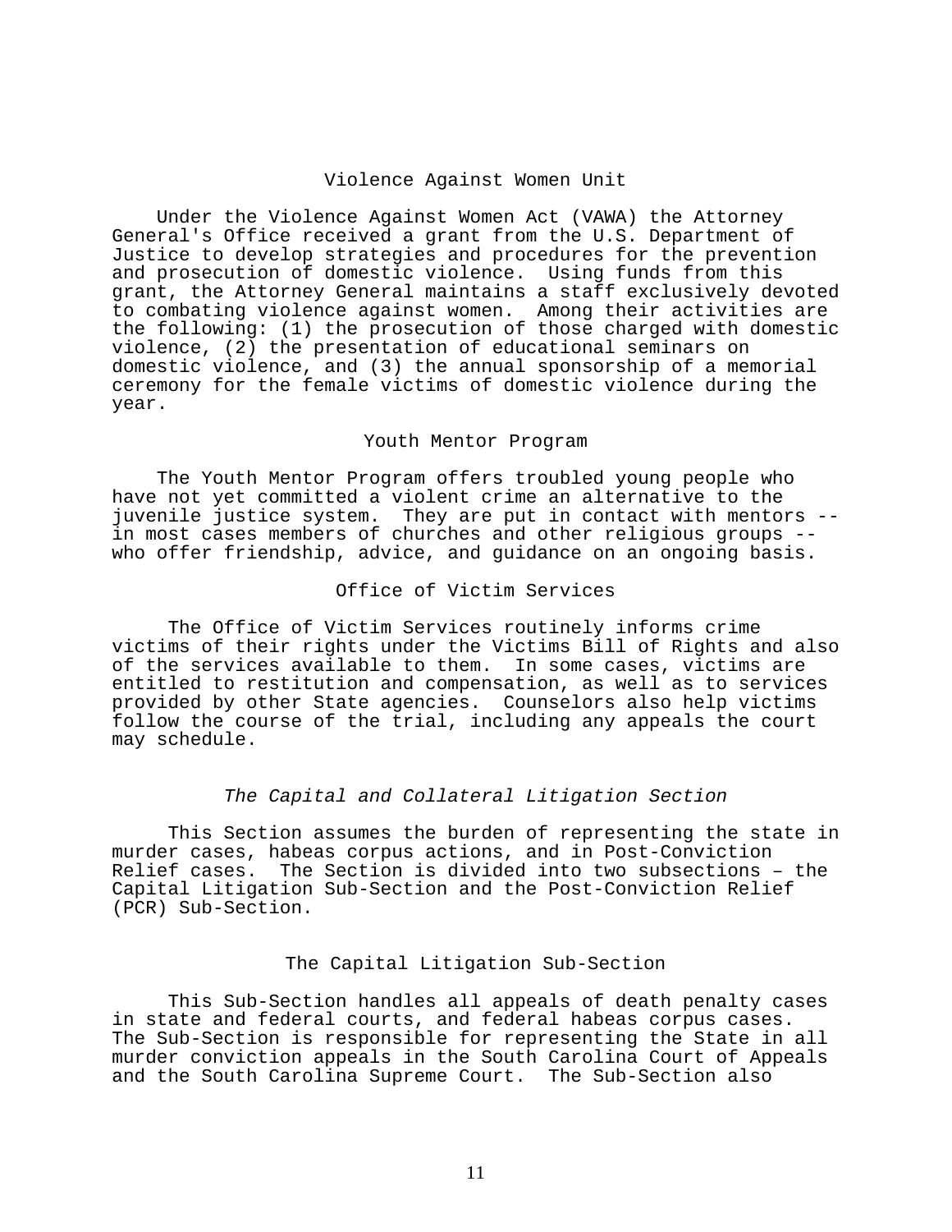## Violence Against Women Unit

Under the Violence Against Women Act (VAWA) the Attorney General's Office received a grant from the U.S. Department of Justice to develop strategies and procedures for the prevention and prosecution of domestic violence. Using funds from this grant, the Attorney General maintains a staff exclusively devoted to combating violence against women. Among their activities are the following: (1) the prosecution of those charged with domestic violence, (2) the presentation of educational seminars on domestic violence, and (3) the annual sponsorship of a memorial ceremony for the female victims of domestic violence during the year.

## Youth Mentor Program

The Youth Mentor Program offers troubled young people who have not yet committed a violent crime an alternative to the juvenile justice system. They are put in contact with mentors -- in most cases members of churches and other religious groups -- who offer friendship, advice, and guidance on an ongoing basis.

## Office of Victim Services

The Office of Victim Services routinely informs crime victims of their rights under the Victims Bill of Rights and also of the services available to them. In some cases, victims are entitled to restitution and compensation, as well as to services provided by other State agencies. Counselors also help victims follow the course of the trial, including any appeals the court may schedule.

## *The Capital and Collateral Litigation Section*

This Section assumes the burden of representing the state in murder cases, habeas corpus actions, and in Post-Conviction Relief cases. The Section is divided into two subsections – the Capital Litigation Sub-Section and the Post-Conviction Relief (PCR) Sub-Section.

### The Capital Litigation Sub-Section

This Sub-Section handles all appeals of death penalty cases in state and federal courts, and federal habeas corpus cases. The Sub-Section is responsible for representing the State in all murder conviction appeals in the South Carolina Court of Appeals and the South Carolina Supreme Court. The Sub-Section also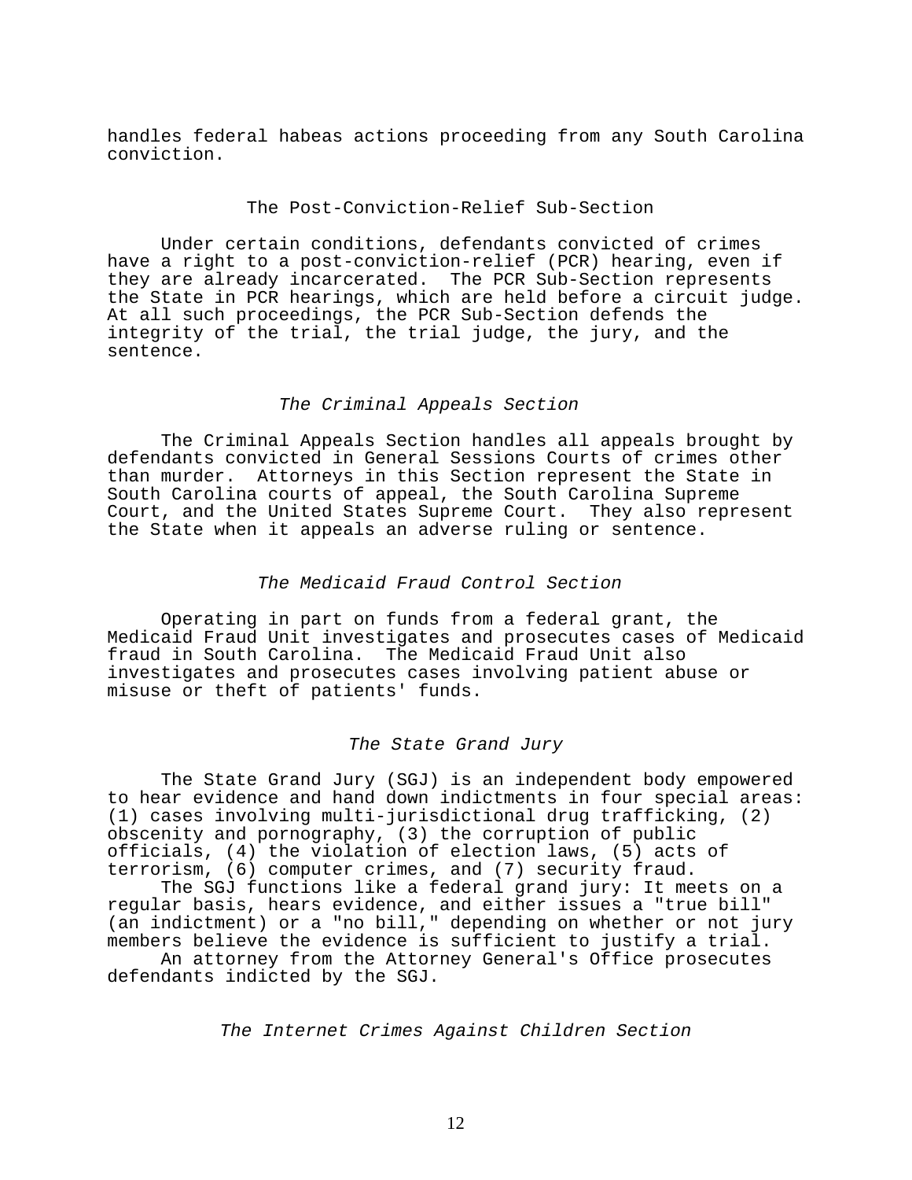handles federal habeas actions proceeding from any South Carolina conviction.

### The Post-Conviction-Relief Sub-Section

Under certain conditions, defendants convicted of crimes have a right to a post-conviction-relief (PCR) hearing, even if they are already incarcerated. The PCR Sub-Section represents the State in PCR hearings, which are held before a circuit judge. At all such proceedings, the PCR Sub-Section defends the integrity of the trial, the trial judge, the jury, and the sentence.

### *The Criminal Appeals Section*

The Criminal Appeals Section handles all appeals brought by defendants convicted in General Sessions Courts of crimes other than murder. Attorneys in this Section represent the State in South Carolina courts of appeal, the South Carolina Supreme Court, and the United States Supreme Court. They also represent the State when it appeals an adverse ruling or sentence.

### *The Medicaid Fraud Control Section*

Operating in part on funds from a federal grant, the Medicaid Fraud Unit investigates and prosecutes cases of Medicaid fraud in South Carolina. The Medicaid Fraud Unit also investigates and prosecutes cases involving patient abuse or misuse or theft of patients' funds.

### *The State Grand Jury*

The State Grand Jury (SGJ) is an independent body empowered to hear evidence and hand down indictments in four special areas: (1) cases involving multi-jurisdictional drug trafficking, (2) obscenity and pornography, (3) the corruption of public officials, (4) the violation of election laws, (5) acts of terrorism, (6) computer crimes, and (7) security fraud.

The SGJ functions like a federal grand jury: It meets on a regular basis, hears evidence, and either issues a "true bill" (an indictment) or a "no bill," depending on whether or not jury members believe the evidence is sufficient to justify a trial.

An attorney from the Attorney General's Office prosecutes defendants indicted by the SGJ.

### *The Internet Crimes Against Children Section*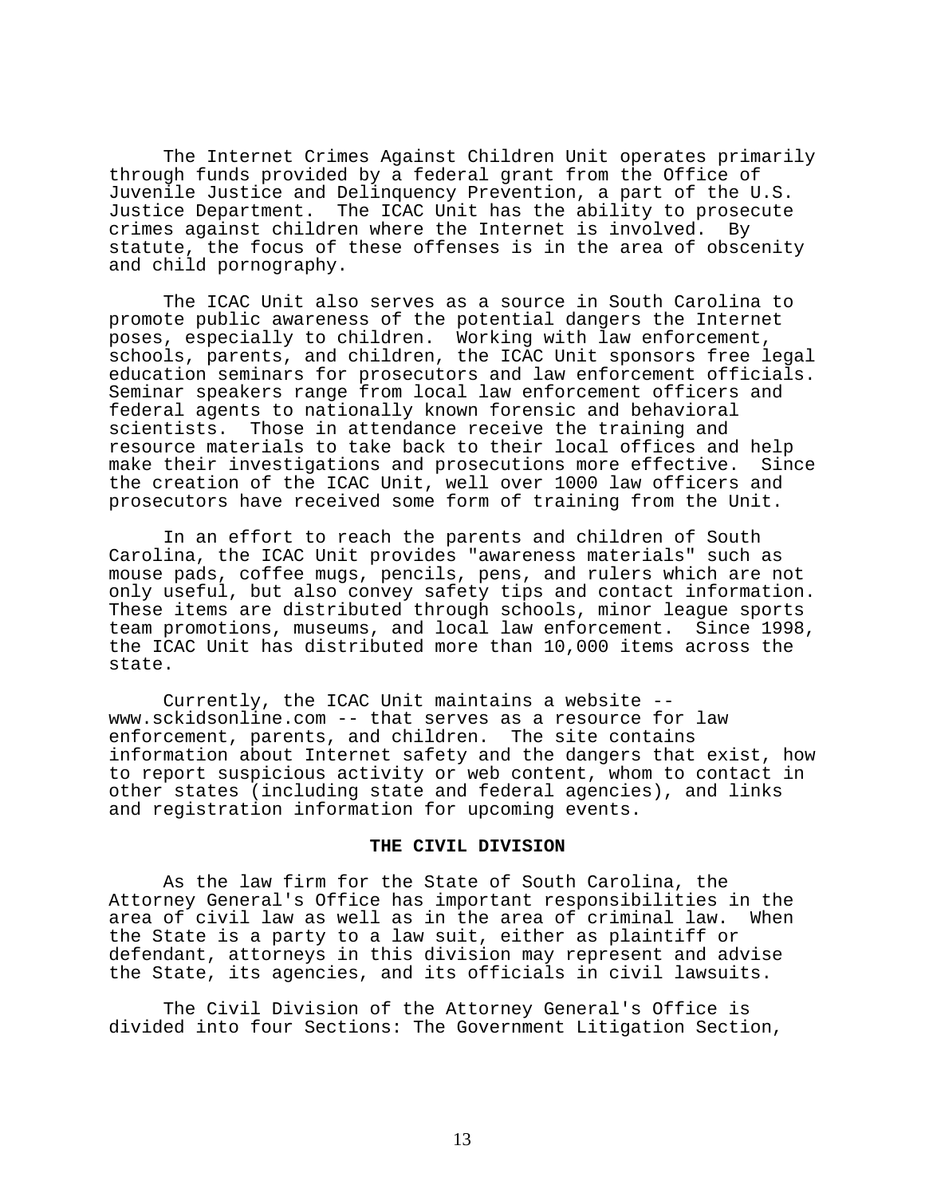The Internet Crimes Against Children Unit operates primarily through funds provided by a federal grant from the Office of Juvenile Justice and Delinquency Prevention, a part of the U.S. Justice Department. The ICAC Unit has the ability to prosecute crimes against children where the Internet is involved. By statute, the focus of these offenses is in the area of obscenity and child pornography.

The ICAC Unit also serves as a source in South Carolina to promote public awareness of the potential dangers the Internet poses, especially to children. Working with law enforcement, schools, parents, and children, the ICAC Unit sponsors free legal education seminars for prosecutors and law enforcement officials. Seminar speakers range from local law enforcement officers and federal agents to nationally known forensic and behavioral scientists. Those in attendance receive the training and resource materials to take back to their local offices and help make their investigations and prosecutions more effective. Since the creation of the ICAC Unit, well over 1000 law officers and prosecutors have received some form of training from the Unit.

In an effort to reach the parents and children of South Carolina, the ICAC Unit provides "awareness materials" such as mouse pads, coffee mugs, pencils, pens, and rulers which are not only useful, but also convey safety tips and contact information. These items are distributed through schools, minor league sports team promotions, museums, and local law enforcement. Since 1998, the ICAC Unit has distributed more than 10,000 items across the state.

Currently, the ICAC Unit maintains a website -- www.sckidsonline.com -- that serves as a resource for law enforcement, parents, and children. The site contains information about Internet safety and the dangers that exist, how to report suspicious activity or web content, whom to contact in other states (including state and federal agencies), and links and registration information for upcoming events.

## THE CIVIL DIVISION

As the law firm for the State of South Carolina, the Attorney General's Office has important responsibilities in the area of civil law as well as in the area of criminal law. When the State is a party to a law suit, either as plaintiff or defendant, attorneys in this division may represent and advise the State, its agencies, and its officials in civil lawsuits.

The Civil Division of the Attorney General's Office is divided into four Sections: The Government Litigation Section,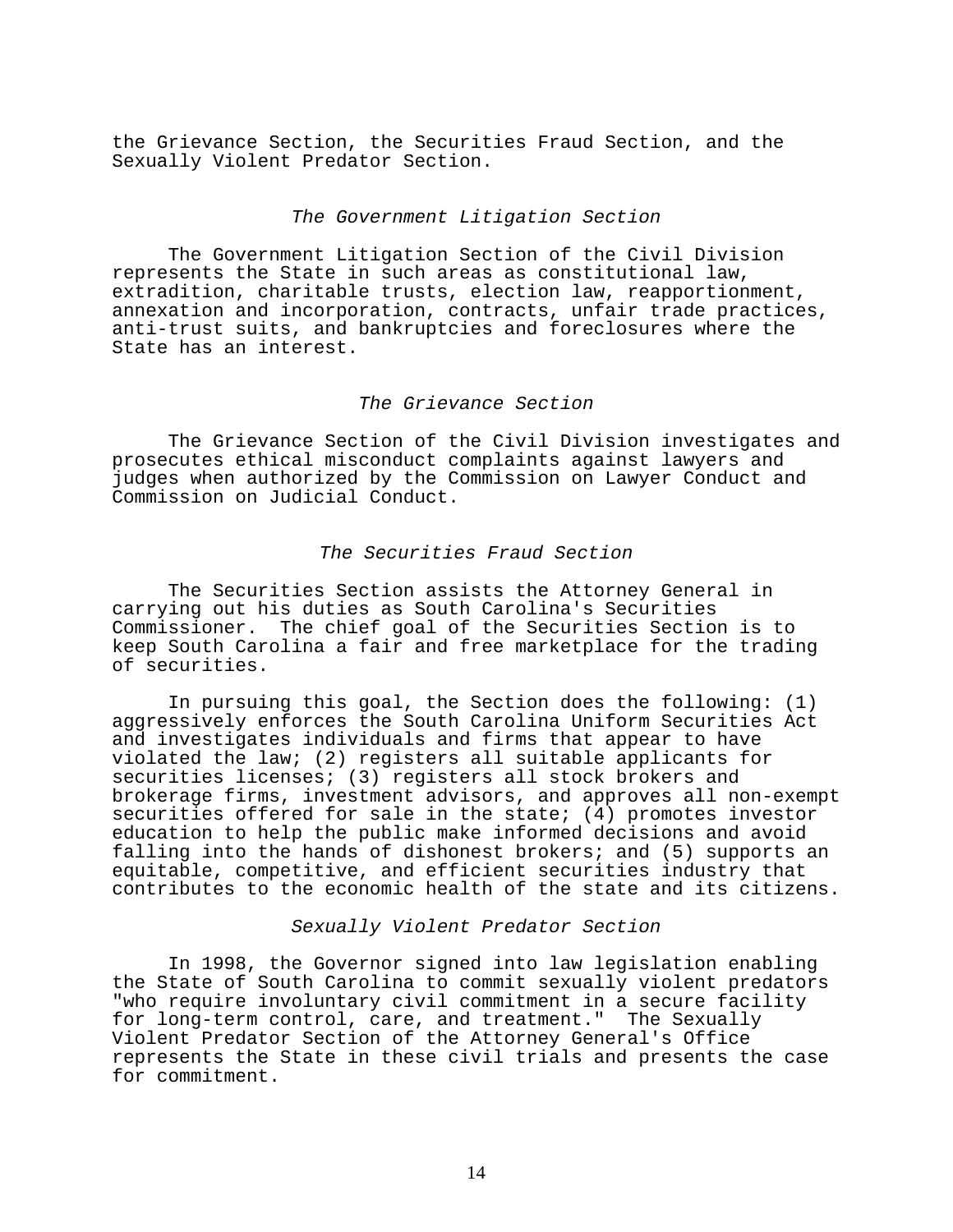the Grievance Section, the Securities Fraud Section, and the Sexually Violent Predator Section.

### *The Government Litigation Section*

The Government Litigation Section of the Civil Division represents the State in such areas as constitutional law, extradition, charitable trusts, election law, reapportionment, annexation and incorporation, contracts, unfair trade practices, anti-trust suits, and bankruptcies and foreclosures where the State has an interest.

### *The Grievance Section*

The Grievance Section of the Civil Division investigates and prosecutes ethical misconduct complaints against lawyers and judges when authorized by the Commission on Lawyer Conduct and Commission on Judicial Conduct.

### *The Securities Fraud Section*

The Securities Section assists the Attorney General in carrying out his duties as South Carolina's Securities Commissioner. The chief goal of the Securities Section is to keep South Carolina a fair and free marketplace for the trading of securities.

In pursuing this goal, the Section does the following: (1) aggressively enforces the South Carolina Uniform Securities Act and investigates individuals and firms that appear to have violated the law; (2) registers all suitable applicants for securities licenses; (3) registers all stock brokers and brokerage firms, investment advisors, and approves all non-exempt securities offered for sale in the state; (4) promotes investor education to help the public make informed decisions and avoid falling into the hands of dishonest brokers; and (5) supports an equitable, competitive, and efficient securities industry that contributes to the economic health of the state and its citizens.

### *Sexually Violent Predator Section*

In 1998, the Governor signed into law legislation enabling the State of South Carolina to commit sexually violent predators "who require involuntary civil commitment in a secure facility for long-term control, care, and treatment." The Sexually Violent Predator Section of the Attorney General's Office represents the State in these civil trials and presents the case for commitment.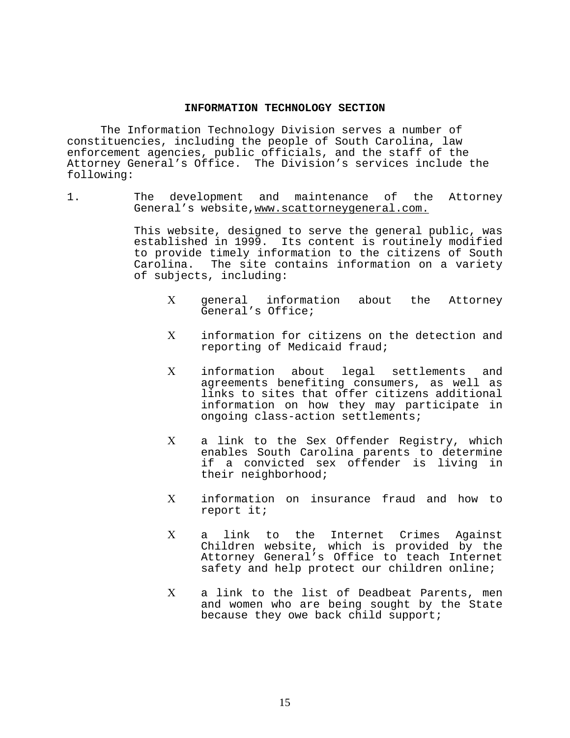## INFORMATION TECHNOLOGY SECTION

The Information Technology Division serves a number of constituencies, including the people of South Carolina, law enforcement agencies, public officials, and the staff of the Attorney General's Office. The Division's services include the following:

1. The development and maintenance of the Attorney General's website, www.scattorneygeneral.com.

   This website, designed to serve the general public, was established in 1999. Its content is routinely modified to provide timely information to the citizens of South Carolina. The site contains information on a variety of subjects, including:

   - general information about the Attorney General's Office;
   - information for citizens on the detection and reporting of Medicaid fraud;
   - information about legal settlements and agreements benefiting consumers, as well as links to sites that offer citizens additional information on how they may participate in ongoing class-action settlements;
   - a link to the Sex Offender Registry, which enables South Carolina parents to determine if a convicted sex offender is living in their neighborhood;
   - information on insurance fraud and how to report it;
   - a link to the Internet Crimes Against Children website, which is provided by the Attorney General's Office to teach Internet safety and help protect our children online;
   - a link to the list of Deadbeat Parents, men and women who are being sought by the State because they owe back child support;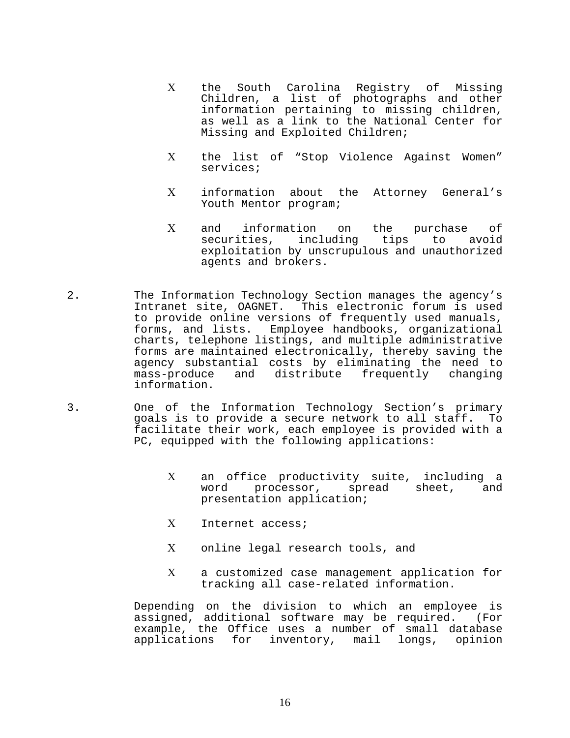- the South Carolina Registry of Missing Children, a list of photographs and other information pertaining to missing children, as well as a link to the National Center for Missing and Exploited Children;
- the list of "Stop Violence Against Women" services;
- information about the Attorney General's Youth Mentor program;
- and information on the purchase of securities, including tips to avoid exploitation by unscrupulous and unauthorized agents and brokers.

2. The Information Technology Section manages the agency's Intranet site, OAGNET. This electronic forum is used to provide online versions of frequently used manuals, forms, and lists. Employee handbooks, organizational charts, telephone listings, and multiple administrative forms are maintained electronically, thereby saving the agency substantial costs by eliminating the need to mass-produce and distribute frequently changing information.

3. One of the Information Technology Section's primary goals is to provide a secure network to all staff. To facilitate their work, each employee is provided with a PC, equipped with the following applications:

   - an office productivity suite, including a word processor, spread sheet, and presentation application;
   - Internet access;
   - online legal research tools, and
   - a customized case management application for tracking all case-related information.

   Depending on the division to which an employee is assigned, additional software may be required. (For example, the Office uses a number of small database applications for inventory, mail longs, opinion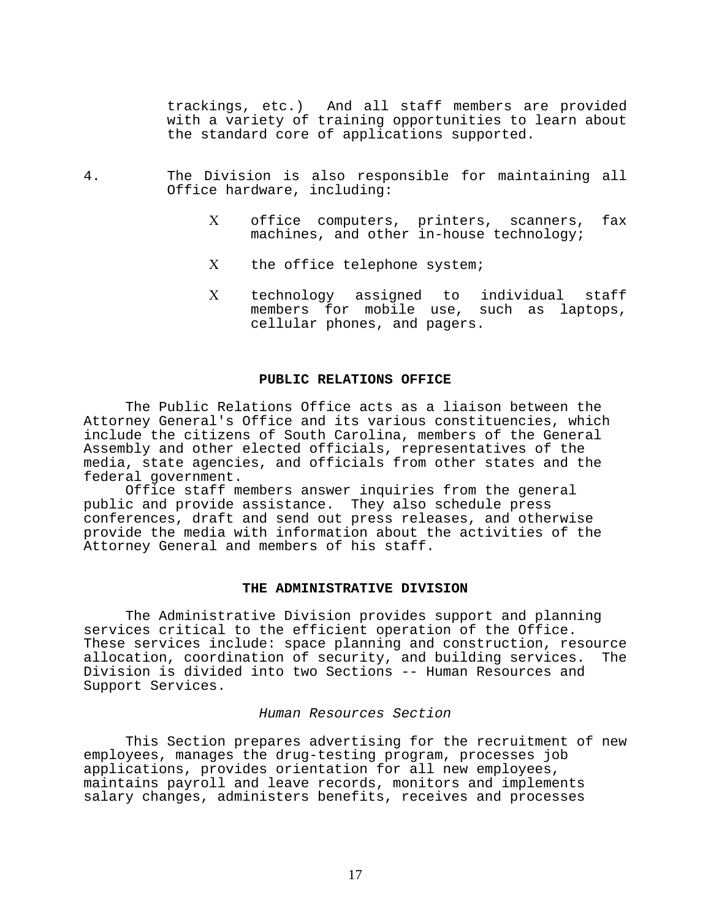trackings, etc.) And all staff members are provided with a variety of training opportunities to learn about the standard core of applications supported.

4. The Division is also responsible for maintaining all Office hardware, including:

   - office computers, printers, scanners, fax machines, and other in-house technology;
   - the office telephone system;
   - technology assigned to individual staff members for mobile use, such as laptops, cellular phones, and pagers.

## PUBLIC RELATIONS OFFICE

The Public Relations Office acts as a liaison between the Attorney General's Office and its various constituencies, which include the citizens of South Carolina, members of the General Assembly and other elected officials, representatives of the media, state agencies, and officials from other states and the federal government.

Office staff members answer inquiries from the general public and provide assistance. They also schedule press conferences, draft and send out press releases, and otherwise provide the media with information about the activities of the Attorney General and members of his staff.

## THE ADMINISTRATIVE DIVISION

The Administrative Division provides support and planning services critical to the efficient operation of the Office. These services include: space planning and construction, resource allocation, coordination of security, and building services. The Division is divided into two Sections -- Human Resources and Support Services.

### *Human Resources Section*

This Section prepares advertising for the recruitment of new employees, manages the drug-testing program, processes job applications, provides orientation for all new employees, maintains payroll and leave records, monitors and implements salary changes, administers benefits, receives and processes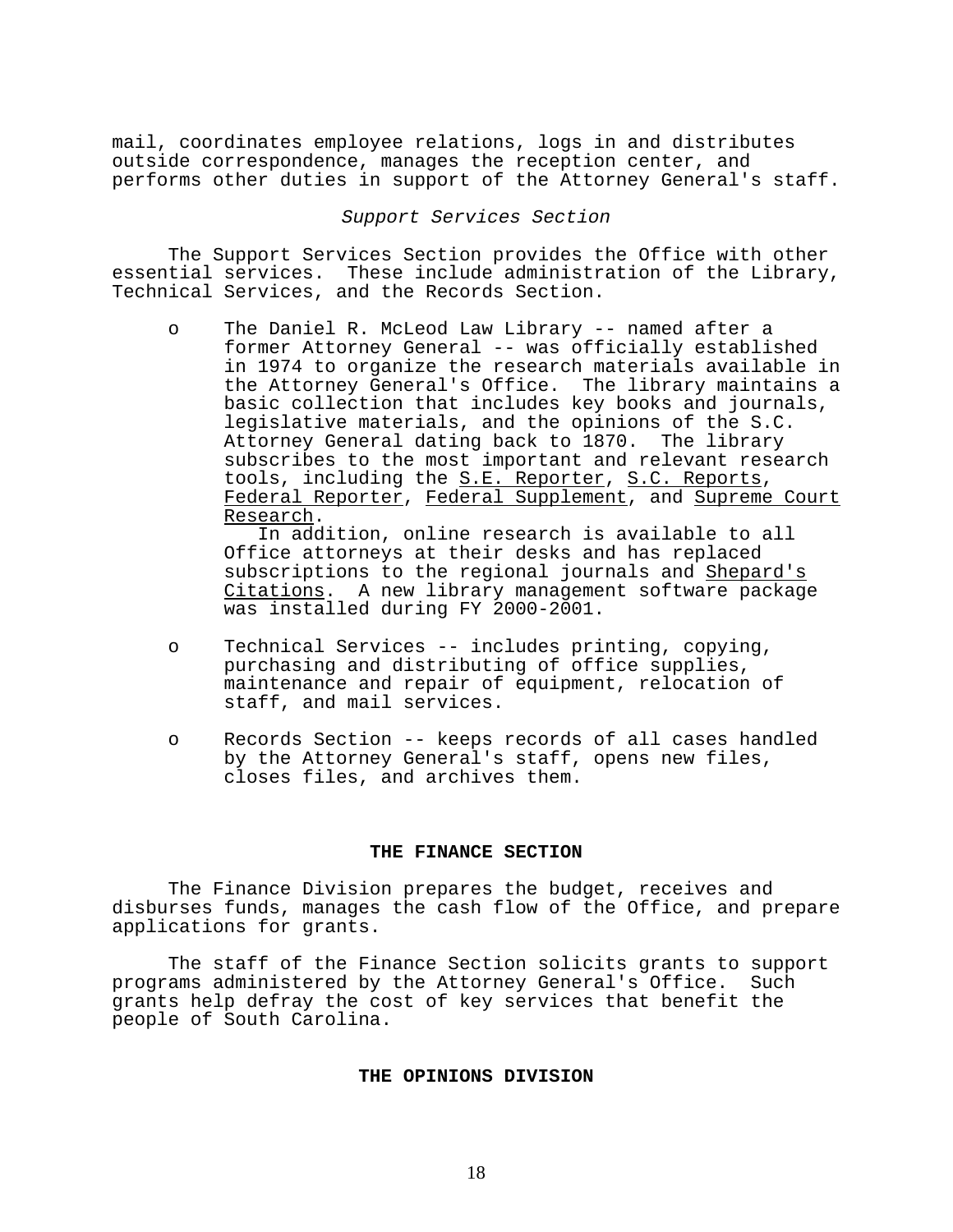mail, coordinates employee relations, logs in and distributes outside correspondence, manages the reception center, and performs other duties in support of the Attorney General's staff.

*Support Services Section*

The Support Services Section provides the Office with other essential services. These include administration of the Library, Technical Services, and the Records Section.

- The Daniel R. McLeod Law Library -- named after a former Attorney General -- was officially established in 1974 to organize the research materials available in the Attorney General's Office. The library maintains a basic collection that includes key books and journals, legislative materials, and the opinions of the S.C. Attorney General dating back to 1870. The library subscribes to the most important and relevant research tools, including the <u>S.E. Reporter</u>, <u>S.C. Reports</u>, <u>Federal Reporter</u>, <u>Federal Supplement</u>, and <u>Supreme Court Research</u>.
  In addition, online research is available to all Office attorneys at their desks and has replaced subscriptions to the regional journals and <u>Shepard's Citations</u>. A new library management software package was installed during FY 2000-2001.

- Technical Services -- includes printing, copying, purchasing and distributing of office supplies, maintenance and repair of equipment, relocation of staff, and mail services.

- Records Section -- keeps records of all cases handled by the Attorney General's staff, opens new files, closes files, and archives them.

## THE FINANCE SECTION

The Finance Division prepares the budget, receives and disburses funds, manages the cash flow of the Office, and prepare applications for grants.

The staff of the Finance Section solicits grants to support programs administered by the Attorney General's Office. Such grants help defray the cost of key services that benefit the people of South Carolina.

## THE OPINIONS DIVISION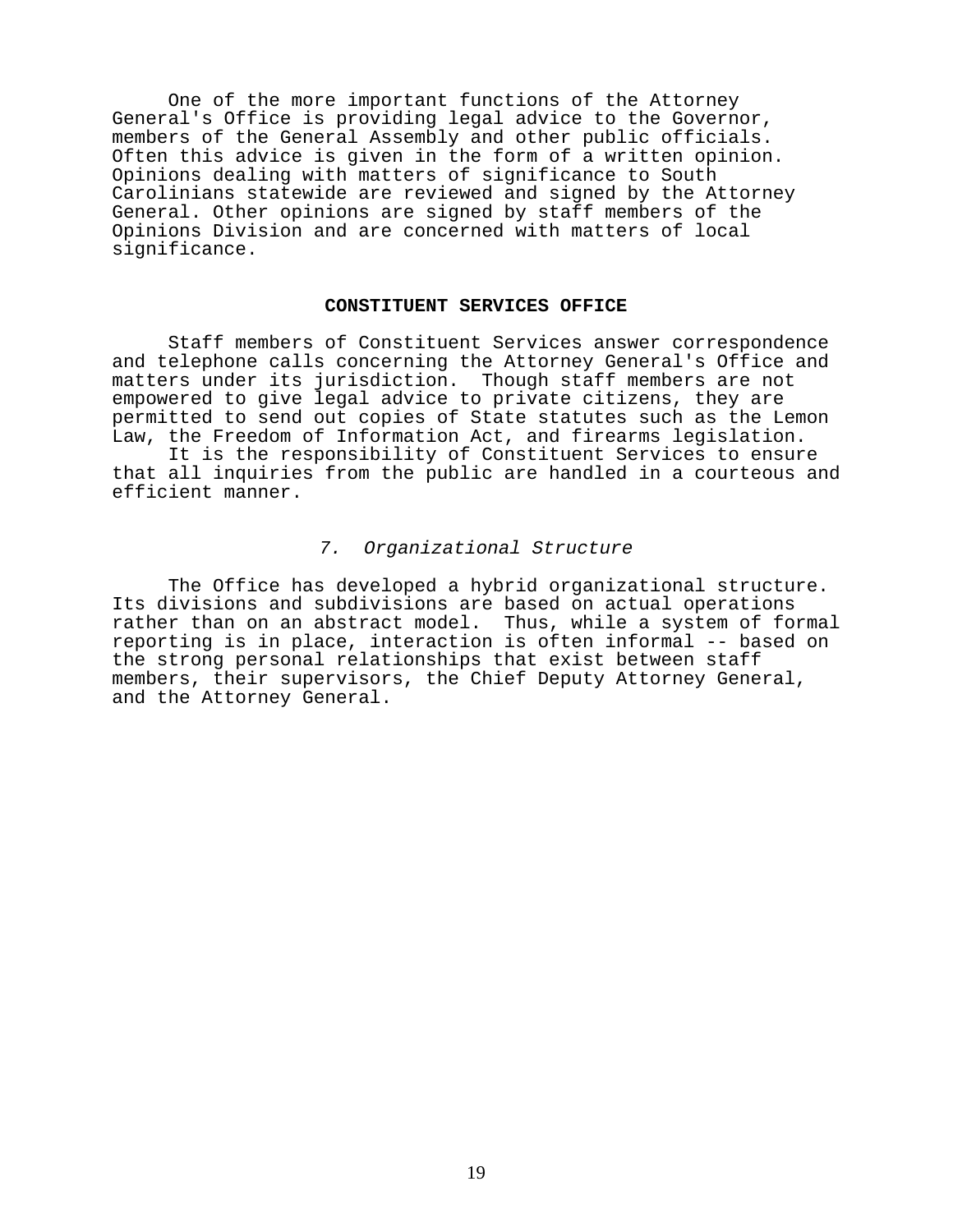One of the more important functions of the Attorney General's Office is providing legal advice to the Governor, members of the General Assembly and other public officials. Often this advice is given in the form of a written opinion. Opinions dealing with matters of significance to South Carolinians statewide are reviewed and signed by the Attorney General. Other opinions are signed by staff members of the Opinions Division and are concerned with matters of local significance.

## CONSTITUENT SERVICES OFFICE

Staff members of Constituent Services answer correspondence and telephone calls concerning the Attorney General's Office and matters under its jurisdiction. Though staff members are not empowered to give legal advice to private citizens, they are permitted to send out copies of State statutes such as the Lemon Law, the Freedom of Information Act, and firearms legislation.

It is the responsibility of Constituent Services to ensure that all inquiries from the public are handled in a courteous and efficient manner.

### *7. Organizational Structure*

The Office has developed a hybrid organizational structure. Its divisions and subdivisions are based on actual operations rather than on an abstract model. Thus, while a system of formal reporting is in place, interaction is often informal -- based on the strong personal relationships that exist between staff members, their supervisors, the Chief Deputy Attorney General, and the Attorney General.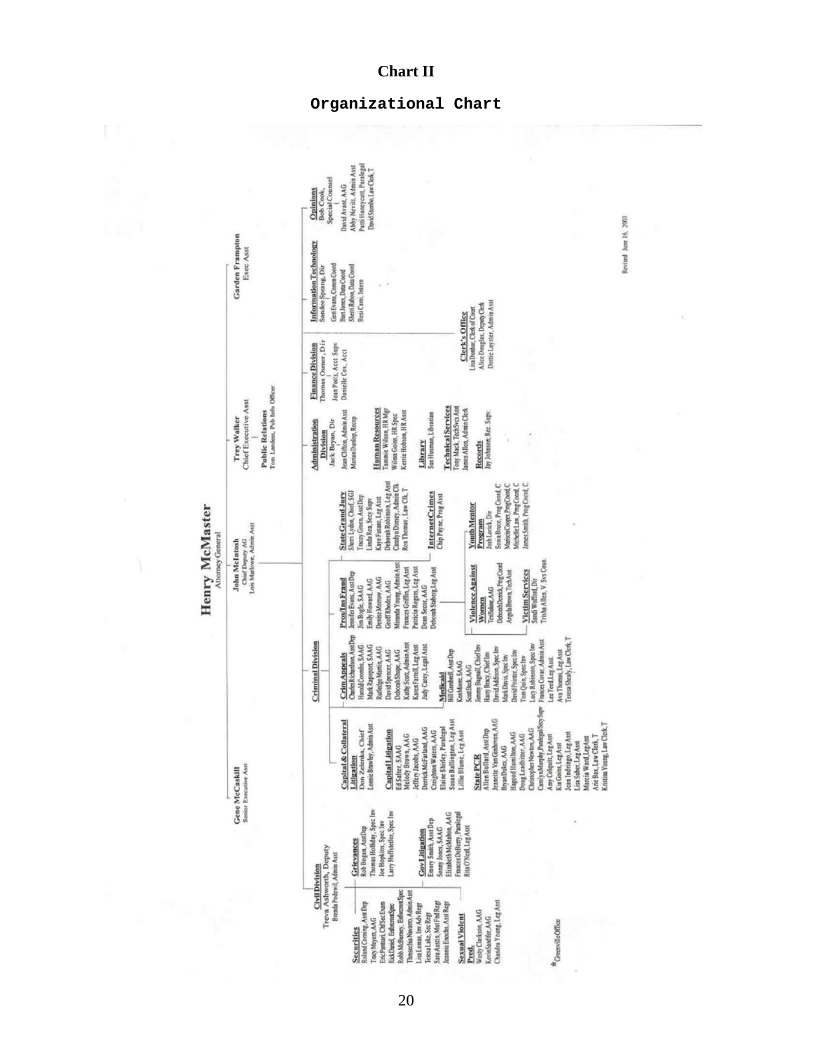**Chart II**

**Organizational Chart**

# Henry McMaster
Attorney General

**Gene McCaskill** — Senior Executive Asst

**John McIntosh** — Chief Deputy AG
Lois Marlowe, Admin Asst

**Trey Walker** — Chief Executive Asst

**Public Relations** — Tom Landess, Pub Info Officer

**Garden Frampton** — Exec Asst

## Civil Division
Treva Ashworth, Deputy
Brenda Podewil, Admin Asst

**Securities**
- Roland Corning, Asst Dep
- Tracy Meyers, AAG
- Eric Pantsari, Chf Sec Exam
- Rick Dowd, Enforcmt Spec
- Robb McBurney, Enforcmt Spec
- Theodocia Navarro, Admin Asst
- Lisa Lomas, Inv Adv Regr
- Teresa Lake, Sec Regr
- Sara Austin, Mut Fnd Regr
- Jeannie Enochs, Asst Regr

**Sexual Violent Pred.**
- Wesley Clarkson, AAG
- Kevin Sandifer, AAG
- Chandra Young, Leg Asst

**Grievances**
- Rob Bogan, Asst Dep
- Thomas Holliday, Spec Inv
- Joe Hopkins, Spec Inv
- Larry Haffstetler, Spec Inv

**Govt Litigation**
- Emory Smith, Asst Dep
- Sonny Jones, SAAG
- Elizabeth McMahon, AAG
- Frances DeBerry, Paralegal
- Rita O'Neal, Leg Asst

*Greenville Office

## Criminal Division

**Capital & Collateral Litigation**
- Don Zelenka, Chief
- Lonnie Brawley, Admin Asst

**Capital Litigation**
- Ed Salter, SAAG
- Melody Brown, AAG
- Jeffery Jacobs, AAG
- Derrick McFarland, AAG
- Creighton Waters, AAG
- Elaine Shirley, Paralegal
- Susan Ballington, Leg Asst
- Lillie Blume, Leg Asst

**State PCR**
- Allen Bullard, Asst Dep
- Jeanette Van Ginhoven, AAG
- Bryan Dukes, AAG
- Hagood Hamilton, AAG
- Doug Leadbitter, AAG
- Christopher Newton, AAG
- Carolyn Murphy, Paralegal/Secy Supv
- Amy Colquitt, Leg Asst
- Kit Goins, Leg Asst
- Jean Indivaga, Leg Asst
- Lisa Suber, Leg Asst
- Marcia Ward, Leg Asst
- Arie Bax, Law Clerk, T
- Kristina Young, Law Clerk, T

**Crim Appeals**
- Charles Richardson, Asst Dep
- Harold Coombs, SAAG
- Mark Rapoport, SAAG
- Rutledge Martin, AAG
- David Spencer, AAG
- Deborah Shupe, AAG
- Kathy Scott, Admin Asst
- Karen Farrell, Leg Asst
- Judy Carey, Legal Asst

**Medicaid**
- Bill Gambrell, Asst Dep
- Ken Moore, SAAG
- Scott Beck, AAG
- Jimmy Bagnall, Chief Inv
- Harry Bracy, Chief Inv
- David Addison, Spec Inv
- Mark Davis, Spec Inv
- David Pointer, Spec Inv
- Tom Quin, Spec Inv
- Lucy Robinson, Spec Inv
- Frances Cowar, Admin Asst
- Lee Teed, Leg Asst
- Ava Thomas, Leg Asst
- Teresa Sheely, Law Clerk, T

**Pros/Ins Fraud**
- Jennifer Evans, Asst Dep
- Jim Bogle, SAAG
- Emily Howard, AAG
- Denise Morrow, AAG
- Geoff Rhodes, AAG
- Miranda Young, Admin Asst
- Frances Griffin, Leg Asst
- Patricia Rogers, Leg Asst
- Dean Secor, AAG
- Deborah Staberg, Leg Asst

**Violence Against Women**
- Teri Stone, AAG
- Deborah Derrick, Prog Coord
- Angela Brown, Tech Asst

**Victim Services**
- Sandi Wofford, Dir
- Trisha Allen, V. Svs Coun.

**State Grand Jury**
- Sherri Lydon, Chief, SGJ
- Tracey Green, Asst Dep
- Linda Rea, Secy Supv
- Kaye Fussano, Leg Asst
- Deborah Robinson, Leg Asst
- Carolyn Dorsey, Admin Clk
- Ron Thomas, Law Clk, T

**Internet Crimes**
- Chip Payne, Prog Asst

**Youth Mentor Program**
- Josh Lorick, Dir
- Sona Bruce, Prog Coord, C
- Marcia Cooper, Prog Coord, C
- Michelle Law, Prog Coord, C
- James Smith, Prog Coord, C

## Administration Division
- Jack Bryan, Dir
- Jean Clifton, Admin Asst
- Marian Dunlap, Recep

**Human Resources**
- Tammie Wilson, HR Mgr
- Wilma Goins, HR Spec
- Kerrie Hobson, HR Asst

**Library**
- Sue Husman, Librarian

**Technical Services**
- Tony Mack, TechSvcs Asst
- James Allen, Admin Clerk

**Records**
- Jay Johnson, Rec. Supv.

## Finance Division
- Thomas Osmer, Dir
- Joan Potts, Acct Supv
- Danielle Cox, Acct

## Information Technology
- Sandee Sprang, Dir
- Geri Evans, Comm Coord
- Bert Jones, Data Coord
- Sherri Rabon, Data Coord
- Besi Cani, Intern

**Clerk's Office**
- Lisa Dunbar, Clerk of Court
- Alice Douglas, Deputy Clerk
- Dottie Laystter, Admin Asst

## Opinions
Bob Cook, Special Counsel
- David Avant, AAG
- Abby Nevitt, Admin Asst
- Patti Honeycutt, Paralegal
- David Stumbo, Law Clerk, T

Revised June 16, 2003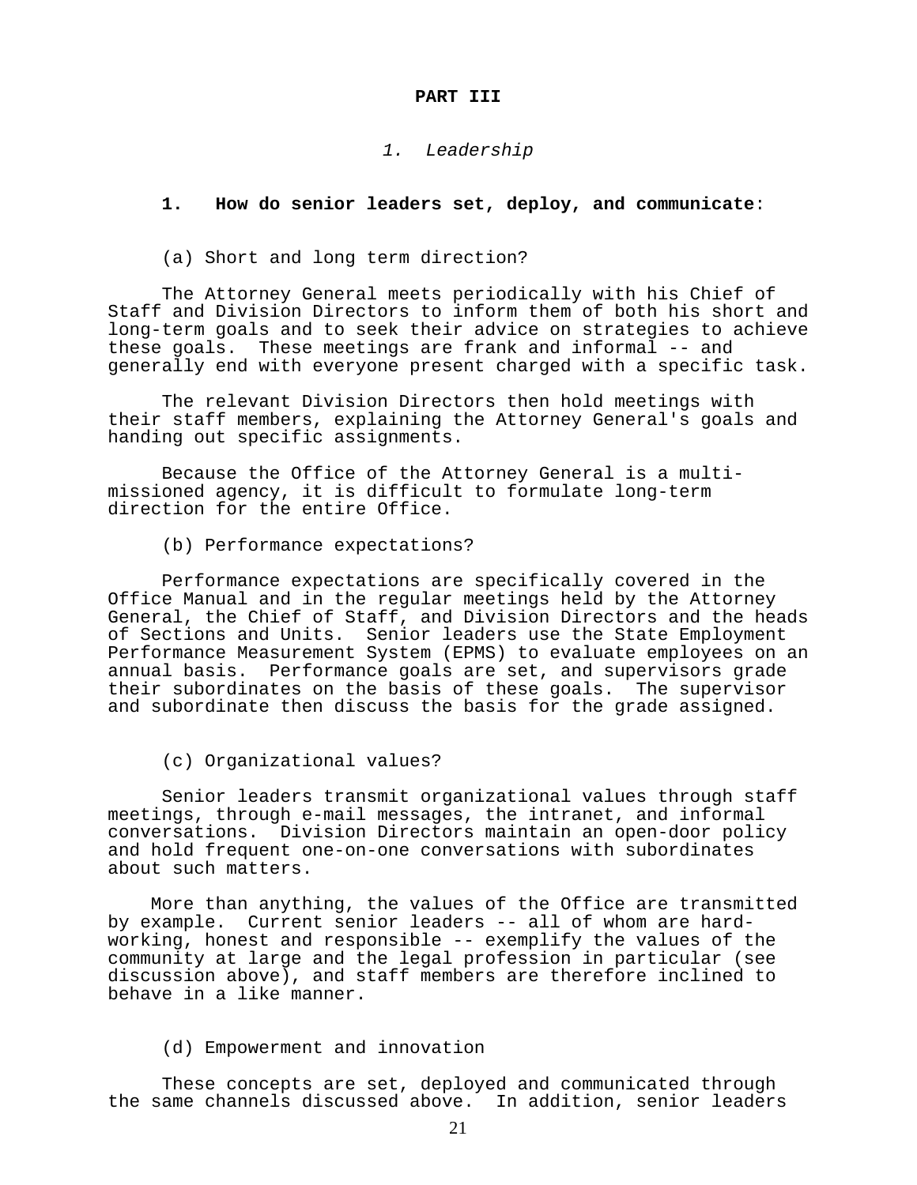**PART III**

*1. Leadership*

**1. How do senior leaders set, deploy, and communicate**:

(a) Short and long term direction?

The Attorney General meets periodically with his Chief of Staff and Division Directors to inform them of both his short and long-term goals and to seek their advice on strategies to achieve these goals. These meetings are frank and informal -- and generally end with everyone present charged with a specific task.

The relevant Division Directors then hold meetings with their staff members, explaining the Attorney General's goals and handing out specific assignments.

Because the Office of the Attorney General is a multi-missioned agency, it is difficult to formulate long-term direction for the entire Office.

(b) Performance expectations?

Performance expectations are specifically covered in the Office Manual and in the regular meetings held by the Attorney General, the Chief of Staff, and Division Directors and the heads of Sections and Units. Senior leaders use the State Employment Performance Measurement System (EPMS) to evaluate employees on an annual basis. Performance goals are set, and supervisors grade their subordinates on the basis of these goals. The supervisor and subordinate then discuss the basis for the grade assigned.

(c) Organizational values?

Senior leaders transmit organizational values through staff meetings, through e-mail messages, the intranet, and informal conversations. Division Directors maintain an open-door policy and hold frequent one-on-one conversations with subordinates about such matters.

More than anything, the values of the Office are transmitted by example. Current senior leaders -- all of whom are hard-working, honest and responsible -- exemplify the values of the community at large and the legal profession in particular (see discussion above), and staff members are therefore inclined to behave in a like manner.

(d) Empowerment and innovation

These concepts are set, deployed and communicated through the same channels discussed above. In addition, senior leaders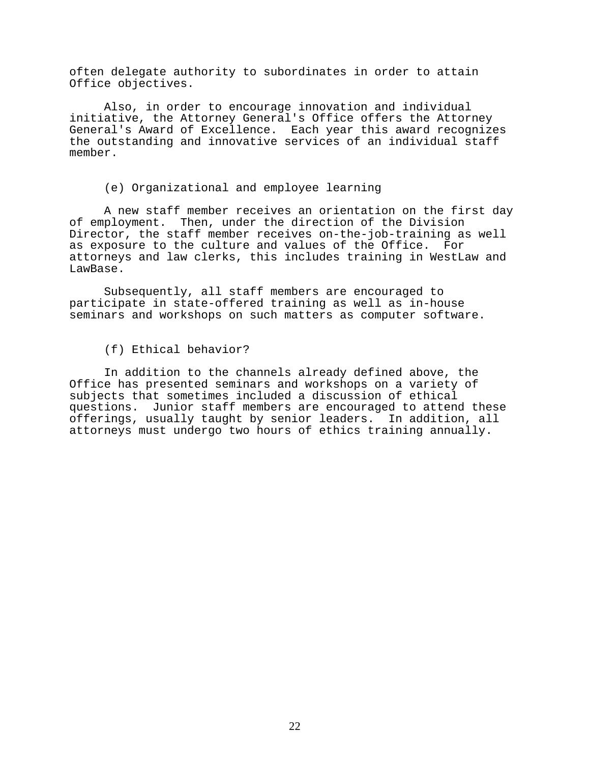often delegate authority to subordinates in order to attain Office objectives.

Also, in order to encourage innovation and individual initiative, the Attorney General's Office offers the Attorney General's Award of Excellence. Each year this award recognizes the outstanding and innovative services of an individual staff member.

(e) Organizational and employee learning

A new staff member receives an orientation on the first day of employment. Then, under the direction of the Division Director, the staff member receives on-the-job-training as well as exposure to the culture and values of the Office. For attorneys and law clerks, this includes training in WestLaw and LawBase.

Subsequently, all staff members are encouraged to participate in state-offered training as well as in-house seminars and workshops on such matters as computer software.

(f) Ethical behavior?

In addition to the channels already defined above, the Office has presented seminars and workshops on a variety of subjects that sometimes included a discussion of ethical questions. Junior staff members are encouraged to attend these offerings, usually taught by senior leaders. In addition, all attorneys must undergo two hours of ethics training annually.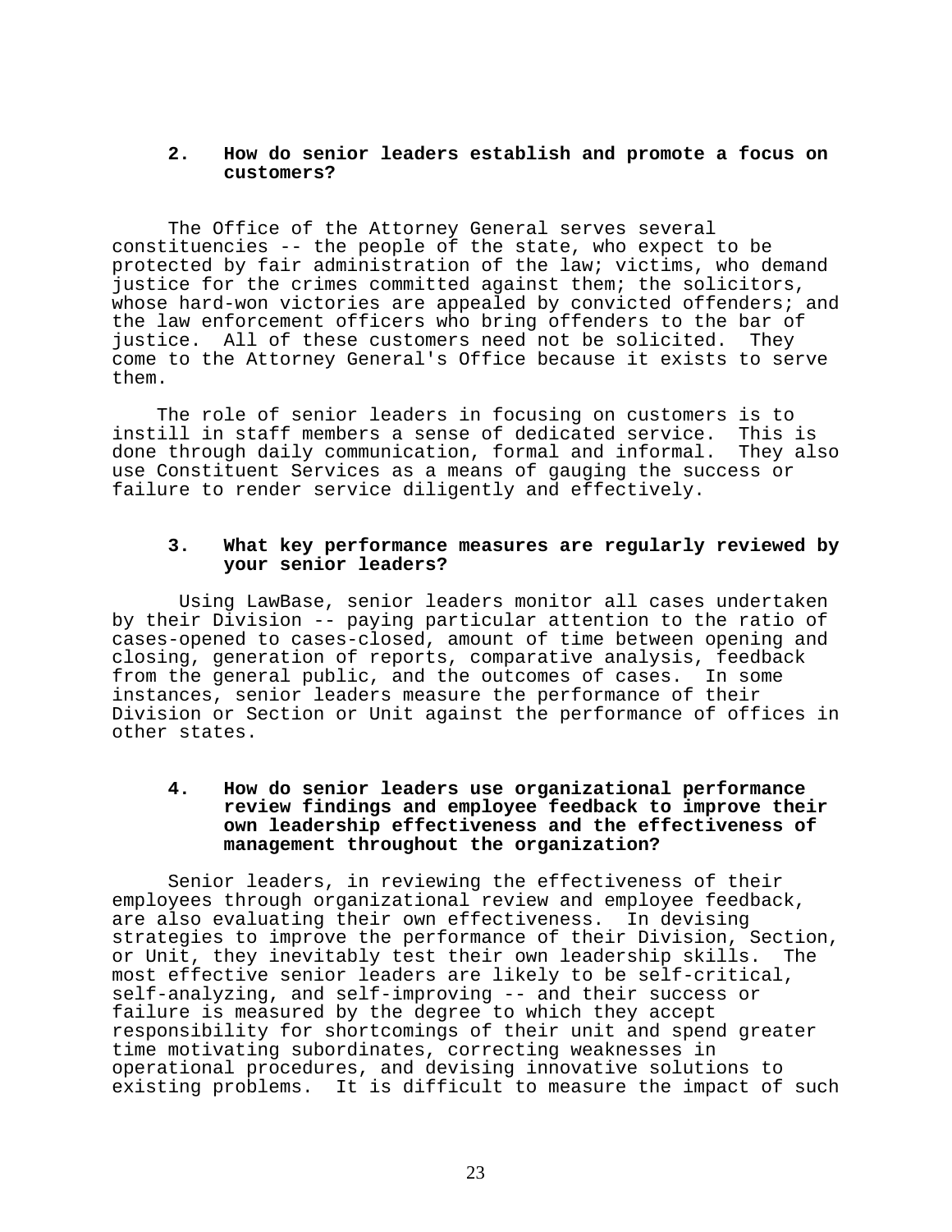**2. How do senior leaders establish and promote a focus on customers?**

The Office of the Attorney General serves several constituencies -- the people of the state, who expect to be protected by fair administration of the law; victims, who demand justice for the crimes committed against them; the solicitors, whose hard-won victories are appealed by convicted offenders; and the law enforcement officers who bring offenders to the bar of justice. All of these customers need not be solicited. They come to the Attorney General's Office because it exists to serve them.

The role of senior leaders in focusing on customers is to instill in staff members a sense of dedicated service. This is done through daily communication, formal and informal. They also use Constituent Services as a means of gauging the success or failure to render service diligently and effectively.

**3. What key performance measures are regularly reviewed by your senior leaders?**

Using LawBase, senior leaders monitor all cases undertaken by their Division -- paying particular attention to the ratio of cases-opened to cases-closed, amount of time between opening and closing, generation of reports, comparative analysis, feedback from the general public, and the outcomes of cases. In some instances, senior leaders measure the performance of their Division or Section or Unit against the performance of offices in other states.

**4. How do senior leaders use organizational performance review findings and employee feedback to improve their own leadership effectiveness and the effectiveness of management throughout the organization?**

Senior leaders, in reviewing the effectiveness of their employees through organizational review and employee feedback, are also evaluating their own effectiveness. In devising strategies to improve the performance of their Division, Section, or Unit, they inevitably test their own leadership skills. The most effective senior leaders are likely to be self-critical, self-analyzing, and self-improving -- and their success or failure is measured by the degree to which they accept responsibility for shortcomings of their unit and spend greater time motivating subordinates, correcting weaknesses in operational procedures, and devising innovative solutions to existing problems. It is difficult to measure the impact of such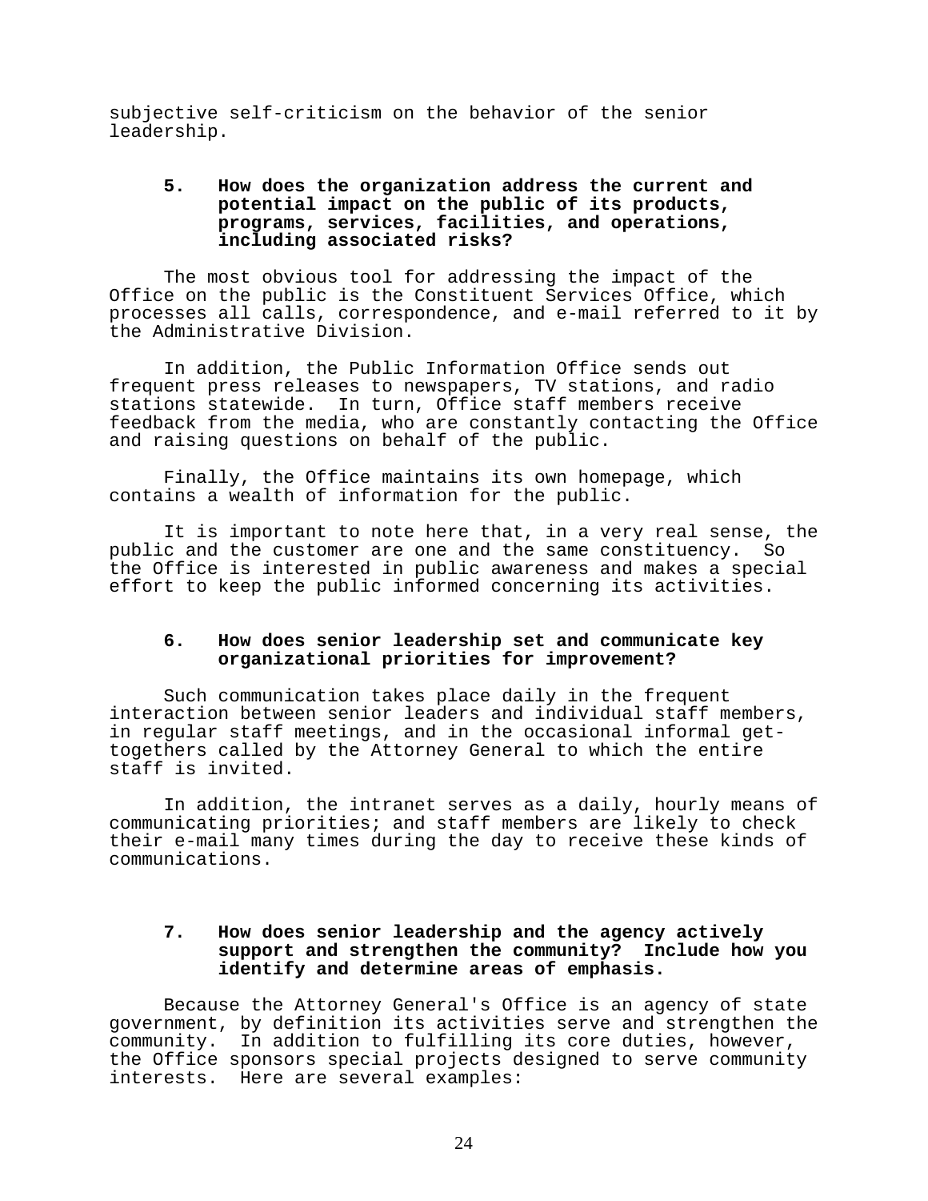subjective self-criticism on the behavior of the senior leadership.

**5. How does the organization address the current and potential impact on the public of its products, programs, services, facilities, and operations, including associated risks?**

The most obvious tool for addressing the impact of the Office on the public is the Constituent Services Office, which processes all calls, correspondence, and e-mail referred to it by the Administrative Division.

In addition, the Public Information Office sends out frequent press releases to newspapers, TV stations, and radio stations statewide. In turn, Office staff members receive feedback from the media, who are constantly contacting the Office and raising questions on behalf of the public.

Finally, the Office maintains its own homepage, which contains a wealth of information for the public.

It is important to note here that, in a very real sense, the public and the customer are one and the same constituency. So the Office is interested in public awareness and makes a special effort to keep the public informed concerning its activities.

**6. How does senior leadership set and communicate key organizational priorities for improvement?**

Such communication takes place daily in the frequent interaction between senior leaders and individual staff members, in regular staff meetings, and in the occasional informal get-togethers called by the Attorney General to which the entire staff is invited.

In addition, the intranet serves as a daily, hourly means of communicating priorities; and staff members are likely to check their e-mail many times during the day to receive these kinds of communications.

**7. How does senior leadership and the agency actively support and strengthen the community? Include how you identify and determine areas of emphasis.**

Because the Attorney General's Office is an agency of state government, by definition its activities serve and strengthen the community. In addition to fulfilling its core duties, however, the Office sponsors special projects designed to serve community interests. Here are several examples: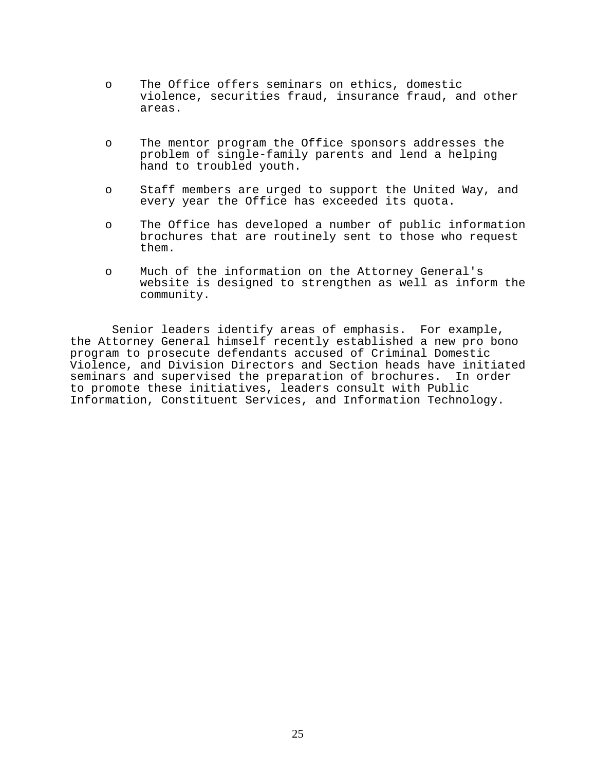- The Office offers seminars on ethics, domestic violence, securities fraud, insurance fraud, and other areas.

- The mentor program the Office sponsors addresses the problem of single-family parents and lend a helping hand to troubled youth.

- Staff members are urged to support the United Way, and every year the Office has exceeded its quota.

- The Office has developed a number of public information brochures that are routinely sent to those who request them.

- Much of the information on the Attorney General's website is designed to strengthen as well as inform the community.

Senior leaders identify areas of emphasis. For example, the Attorney General himself recently established a new pro bono program to prosecute defendants accused of Criminal Domestic Violence, and Division Directors and Section heads have initiated seminars and supervised the preparation of brochures. In order to promote these initiatives, leaders consult with Public Information, Constituent Services, and Information Technology.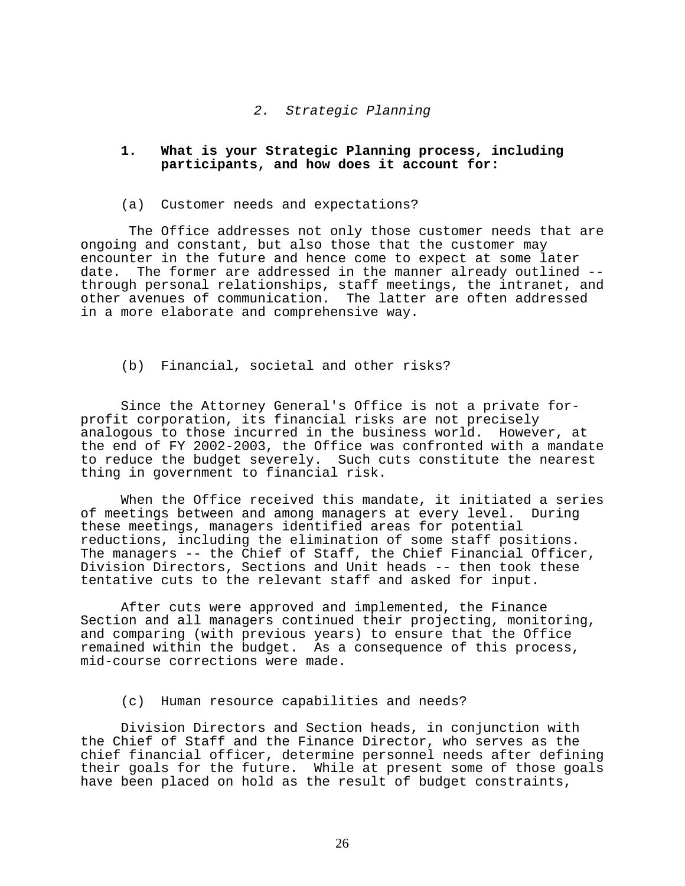## *2. Strategic Planning*

**1. What is your Strategic Planning process, including participants, and how does it account for:**

(a) Customer needs and expectations?

The Office addresses not only those customer needs that are ongoing and constant, but also those that the customer may encounter in the future and hence come to expect at some later date. The former are addressed in the manner already outlined -- through personal relationships, staff meetings, the intranet, and other avenues of communication. The latter are often addressed in a more elaborate and comprehensive way.

(b) Financial, societal and other risks?

Since the Attorney General's Office is not a private for-profit corporation, its financial risks are not precisely analogous to those incurred in the business world. However, at the end of FY 2002-2003, the Office was confronted with a mandate to reduce the budget severely. Such cuts constitute the nearest thing in government to financial risk.

When the Office received this mandate, it initiated a series of meetings between and among managers at every level. During these meetings, managers identified areas for potential reductions, including the elimination of some staff positions. The managers -- the Chief of Staff, the Chief Financial Officer, Division Directors, Sections and Unit heads -- then took these tentative cuts to the relevant staff and asked for input.

After cuts were approved and implemented, the Finance Section and all managers continued their projecting, monitoring, and comparing (with previous years) to ensure that the Office remained within the budget. As a consequence of this process, mid-course corrections were made.

(c) Human resource capabilities and needs?

Division Directors and Section heads, in conjunction with the Chief of Staff and the Finance Director, who serves as the chief financial officer, determine personnel needs after defining their goals for the future. While at present some of those goals have been placed on hold as the result of budget constraints,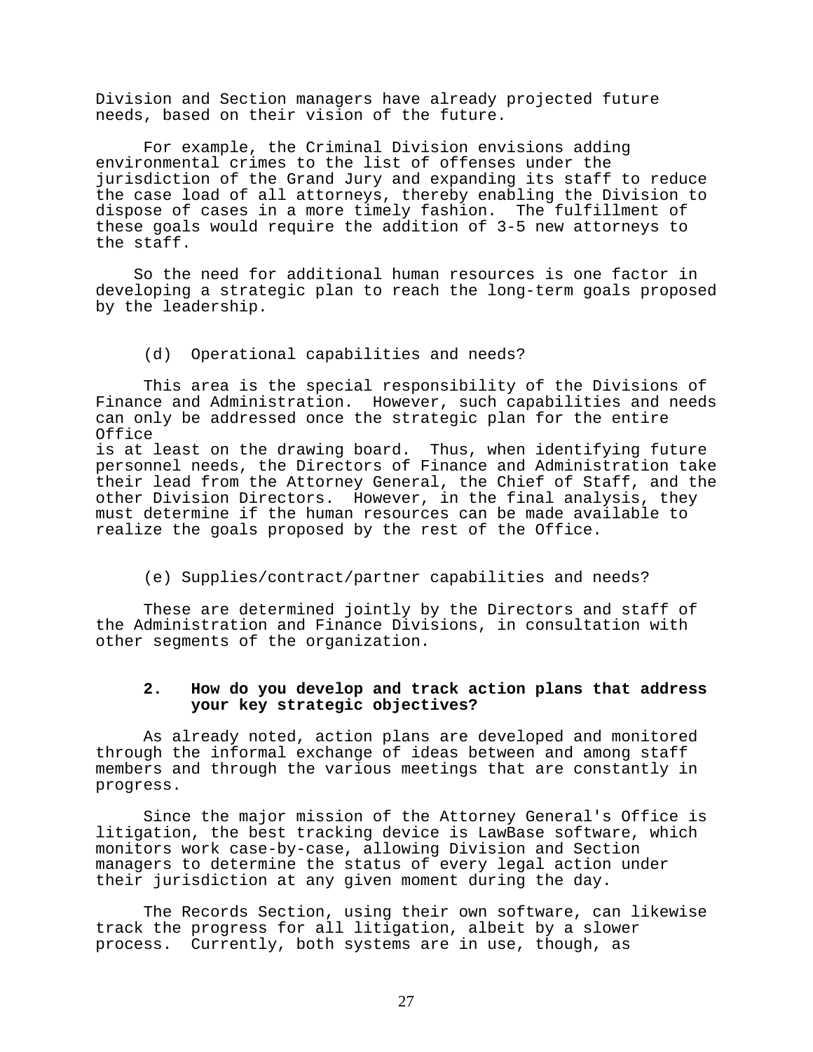Division and Section managers have already projected future needs, based on their vision of the future.

For example, the Criminal Division envisions adding environmental crimes to the list of offenses under the jurisdiction of the Grand Jury and expanding its staff to reduce the case load of all attorneys, thereby enabling the Division to dispose of cases in a more timely fashion. The fulfillment of these goals would require the addition of 3-5 new attorneys to the staff.

So the need for additional human resources is one factor in developing a strategic plan to reach the long-term goals proposed by the leadership.

(d) Operational capabilities and needs?

This area is the special responsibility of the Divisions of Finance and Administration. However, such capabilities and needs can only be addressed once the strategic plan for the entire Office is at least on the drawing board. Thus, when identifying future personnel needs, the Directors of Finance and Administration take their lead from the Attorney General, the Chief of Staff, and the other Division Directors. However, in the final analysis, they must determine if the human resources can be made available to realize the goals proposed by the rest of the Office.

(e) Supplies/contract/partner capabilities and needs?

These are determined jointly by the Directors and staff of the Administration and Finance Divisions, in consultation with other segments of the organization.

**2. How do you develop and track action plans that address your key strategic objectives?**

As already noted, action plans are developed and monitored through the informal exchange of ideas between and among staff members and through the various meetings that are constantly in progress.

Since the major mission of the Attorney General's Office is litigation, the best tracking device is LawBase software, which monitors work case-by-case, allowing Division and Section managers to determine the status of every legal action under their jurisdiction at any given moment during the day.

The Records Section, using their own software, can likewise track the progress for all litigation, albeit by a slower process. Currently, both systems are in use, though, as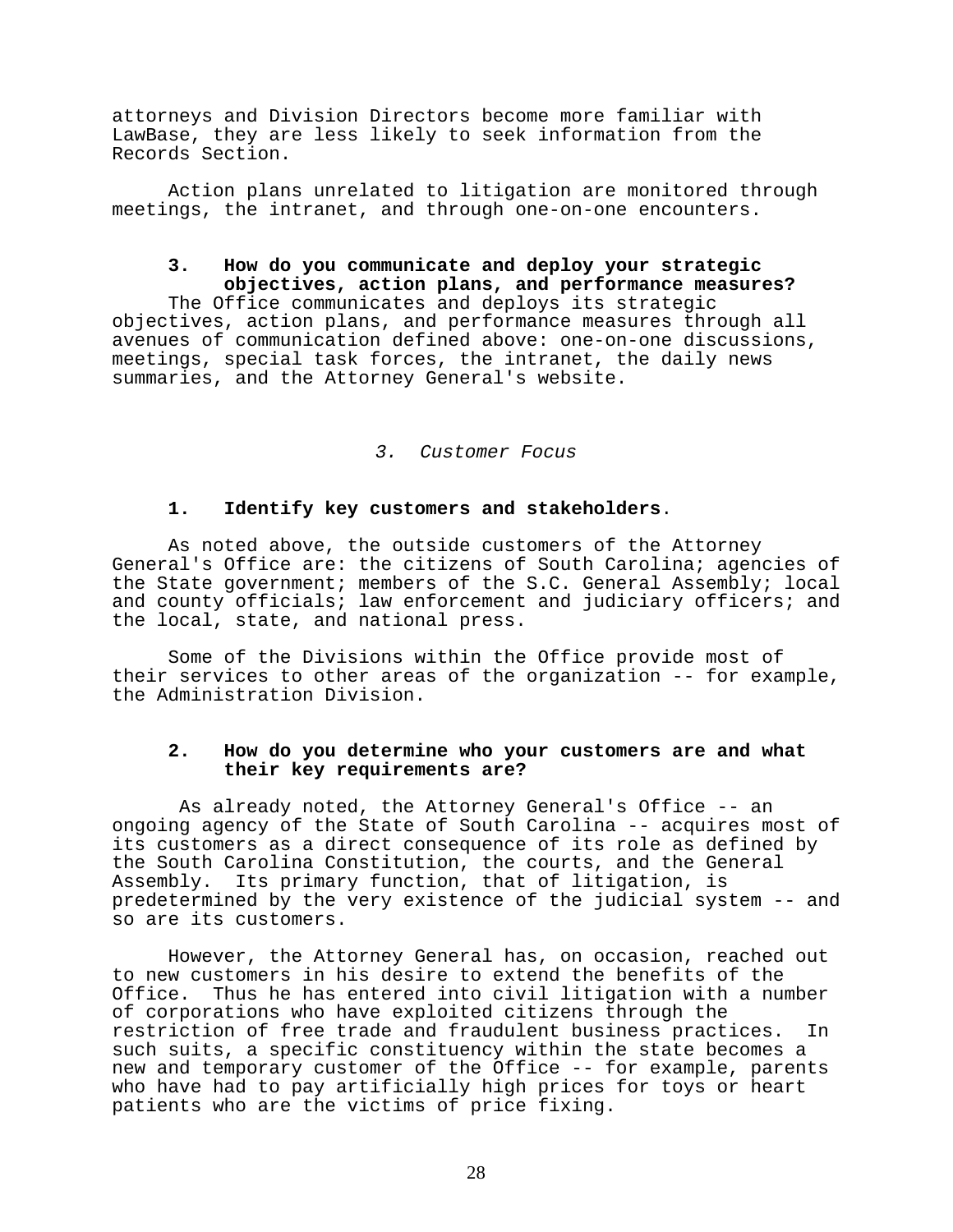attorneys and Division Directors become more familiar with LawBase, they are less likely to seek information from the Records Section.

Action plans unrelated to litigation are monitored through meetings, the intranet, and through one-on-one encounters.

**3. How do you communicate and deploy your strategic objectives, action plans, and performance measures?**

The Office communicates and deploys its strategic objectives, action plans, and performance measures through all avenues of communication defined above: one-on-one discussions, meetings, special task forces, the intranet, the daily news summaries, and the Attorney General's website.

## *3. Customer Focus*

**1. Identify key customers and stakeholders.**

As noted above, the outside customers of the Attorney General's Office are: the citizens of South Carolina; agencies of the State government; members of the S.C. General Assembly; local and county officials; law enforcement and judiciary officers; and the local, state, and national press.

Some of the Divisions within the Office provide most of their services to other areas of the organization -- for example, the Administration Division.

**2. How do you determine who your customers are and what their key requirements are?**

As already noted, the Attorney General's Office -- an ongoing agency of the State of South Carolina -- acquires most of its customers as a direct consequence of its role as defined by the South Carolina Constitution, the courts, and the General Assembly. Its primary function, that of litigation, is predetermined by the very existence of the judicial system -- and so are its customers.

However, the Attorney General has, on occasion, reached out to new customers in his desire to extend the benefits of the Office. Thus he has entered into civil litigation with a number of corporations who have exploited citizens through the restriction of free trade and fraudulent business practices. In such suits, a specific constituency within the state becomes a new and temporary customer of the Office -- for example, parents who have had to pay artificially high prices for toys or heart patients who are the victims of price fixing.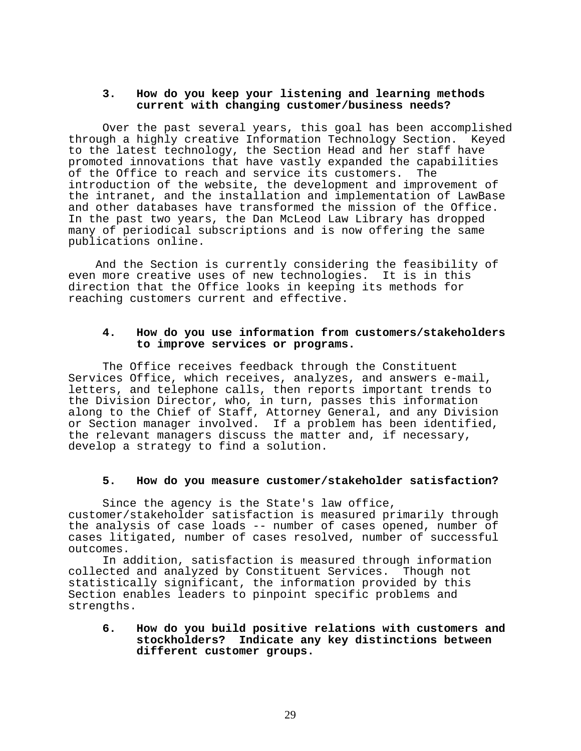**3. How do you keep your listening and learning methods current with changing customer/business needs?**

Over the past several years, this goal has been accomplished through a highly creative Information Technology Section. Keyed to the latest technology, the Section Head and her staff have promoted innovations that have vastly expanded the capabilities of the Office to reach and service its customers. The introduction of the website, the development and improvement of the intranet, and the installation and implementation of LawBase and other databases have transformed the mission of the Office. In the past two years, the Dan McLeod Law Library has dropped many of periodical subscriptions and is now offering the same publications online.

And the Section is currently considering the feasibility of even more creative uses of new technologies. It is in this direction that the Office looks in keeping its methods for reaching customers current and effective.

**4. How do you use information from customers/stakeholders to improve services or programs.**

The Office receives feedback through the Constituent Services Office, which receives, analyzes, and answers e-mail, letters, and telephone calls, then reports important trends to the Division Director, who, in turn, passes this information along to the Chief of Staff, Attorney General, and any Division or Section manager involved. If a problem has been identified, the relevant managers discuss the matter and, if necessary, develop a strategy to find a solution.

**5. How do you measure customer/stakeholder satisfaction?**

Since the agency is the State's law office, customer/stakeholder satisfaction is measured primarily through the analysis of case loads -- number of cases opened, number of cases litigated, number of cases resolved, number of successful outcomes.

In addition, satisfaction is measured through information collected and analyzed by Constituent Services. Though not statistically significant, the information provided by this Section enables leaders to pinpoint specific problems and strengths.

**6. How do you build positive relations with customers and stockholders? Indicate any key distinctions between different customer groups.**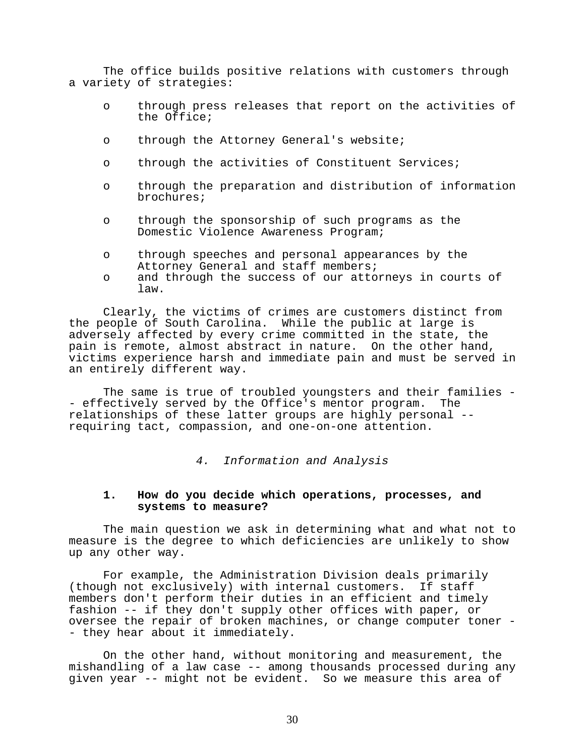The office builds positive relations with customers through a variety of strategies:

- through press releases that report on the activities of the Office;
- through the Attorney General's website;
- through the activities of Constituent Services;
- through the preparation and distribution of information brochures;
- through the sponsorship of such programs as the Domestic Violence Awareness Program;
- through speeches and personal appearances by the Attorney General and staff members;
- and through the success of our attorneys in courts of law.

Clearly, the victims of crimes are customers distinct from the people of South Carolina. While the public at large is adversely affected by every crime committed in the state, the pain is remote, almost abstract in nature. On the other hand, victims experience harsh and immediate pain and must be served in an entirely different way.

The same is true of troubled youngsters and their families -- effectively served by the Office's mentor program. The relationships of these latter groups are highly personal -- requiring tact, compassion, and one-on-one attention.

### *4. Information and Analysis*

**1. How do you decide which operations, processes, and systems to measure?**

The main question we ask in determining what and what not to measure is the degree to which deficiencies are unlikely to show up any other way.

For example, the Administration Division deals primarily (though not exclusively) with internal customers. If staff members don't perform their duties in an efficient and timely fashion -- if they don't supply other offices with paper, or oversee the repair of broken machines, or change computer toner -- they hear about it immediately.

On the other hand, without monitoring and measurement, the mishandling of a law case -- among thousands processed during any given year -- might not be evident. So we measure this area of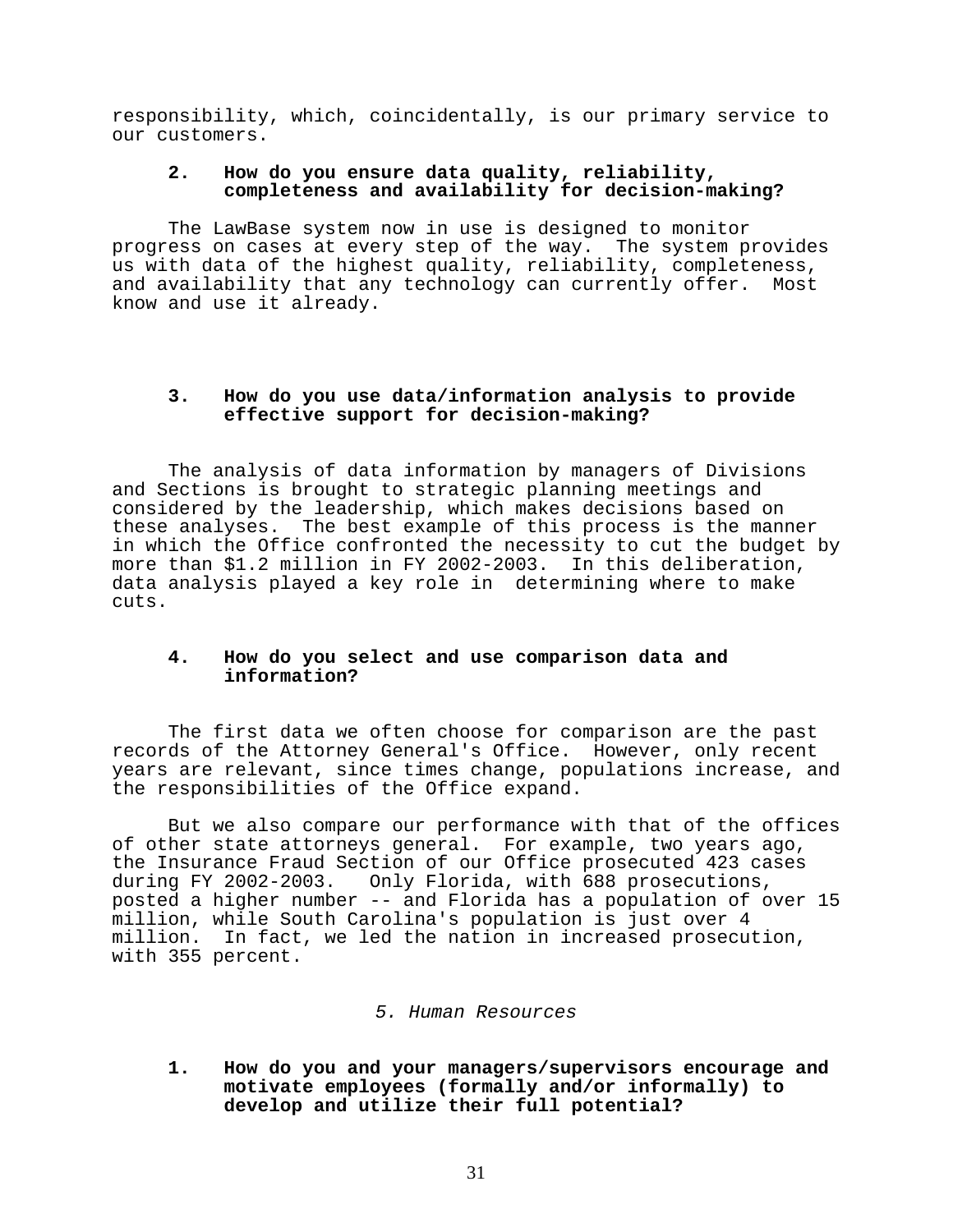responsibility, which, coincidentally, is our primary service to our customers.

**2. How do you ensure data quality, reliability, completeness and availability for decision-making?**

The LawBase system now in use is designed to monitor progress on cases at every step of the way. The system provides us with data of the highest quality, reliability, completeness, and availability that any technology can currently offer. Most know and use it already.

**3. How do you use data/information analysis to provide effective support for decision-making?**

The analysis of data information by managers of Divisions and Sections is brought to strategic planning meetings and considered by the leadership, which makes decisions based on these analyses. The best example of this process is the manner in which the Office confronted the necessity to cut the budget by more than $1.2 million in FY 2002-2003. In this deliberation, data analysis played a key role in determining where to make cuts.

**4. How do you select and use comparison data and information?**

The first data we often choose for comparison are the past records of the Attorney General's Office. However, only recent years are relevant, since times change, populations increase, and the responsibilities of the Office expand.

But we also compare our performance with that of the offices of other state attorneys general. For example, two years ago, the Insurance Fraud Section of our Office prosecuted 423 cases during FY 2002-2003. Only Florida, with 688 prosecutions, posted a higher number -- and Florida has a population of over 15 million, while South Carolina's population is just over 4 million. In fact, we led the nation in increased prosecution, with 355 percent.

*5. Human Resources*

**1. How do you and your managers/supervisors encourage and motivate employees (formally and/or informally) to develop and utilize their full potential?**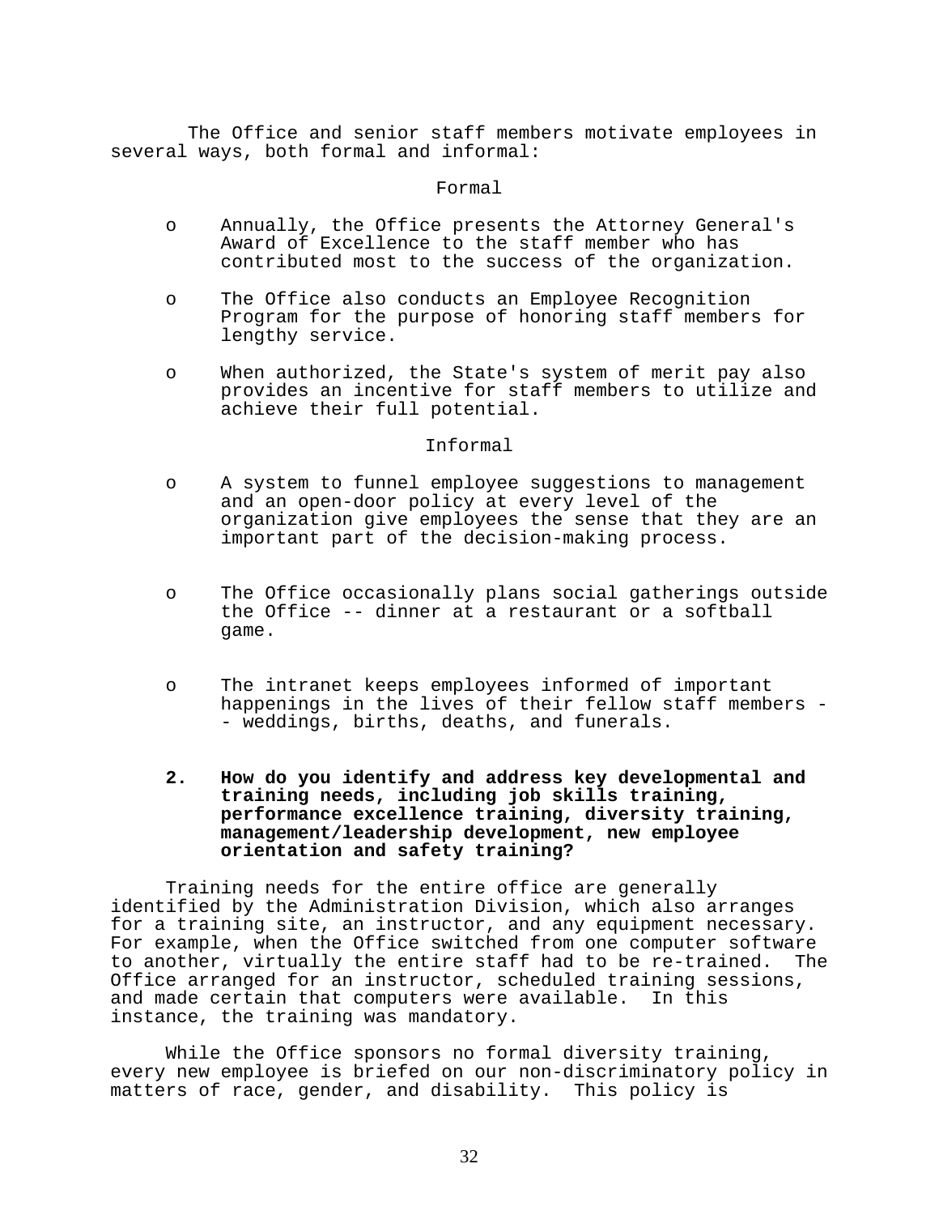The Office and senior staff members motivate employees in several ways, both formal and informal:

Formal

- Annually, the Office presents the Attorney General's Award of Excellence to the staff member who has contributed most to the success of the organization.
- The Office also conducts an Employee Recognition Program for the purpose of honoring staff members for lengthy service.
- When authorized, the State's system of merit pay also provides an incentive for staff members to utilize and achieve their full potential.

Informal

- A system to funnel employee suggestions to management and an open-door policy at every level of the organization give employees the sense that they are an important part of the decision-making process.
- The Office occasionally plans social gatherings outside the Office -- dinner at a restaurant or a softball game.
- The intranet keeps employees informed of important happenings in the lives of their fellow staff members -- weddings, births, deaths, and funerals.

**2. How do you identify and address key developmental and training needs, including job skills training, performance excellence training, diversity training, management/leadership development, new employee orientation and safety training?**

Training needs for the entire office are generally identified by the Administration Division, which also arranges for a training site, an instructor, and any equipment necessary. For example, when the Office switched from one computer software to another, virtually the entire staff had to be re-trained. The Office arranged for an instructor, scheduled training sessions, and made certain that computers were available. In this instance, the training was mandatory.

While the Office sponsors no formal diversity training, every new employee is briefed on our non-discriminatory policy in matters of race, gender, and disability. This policy is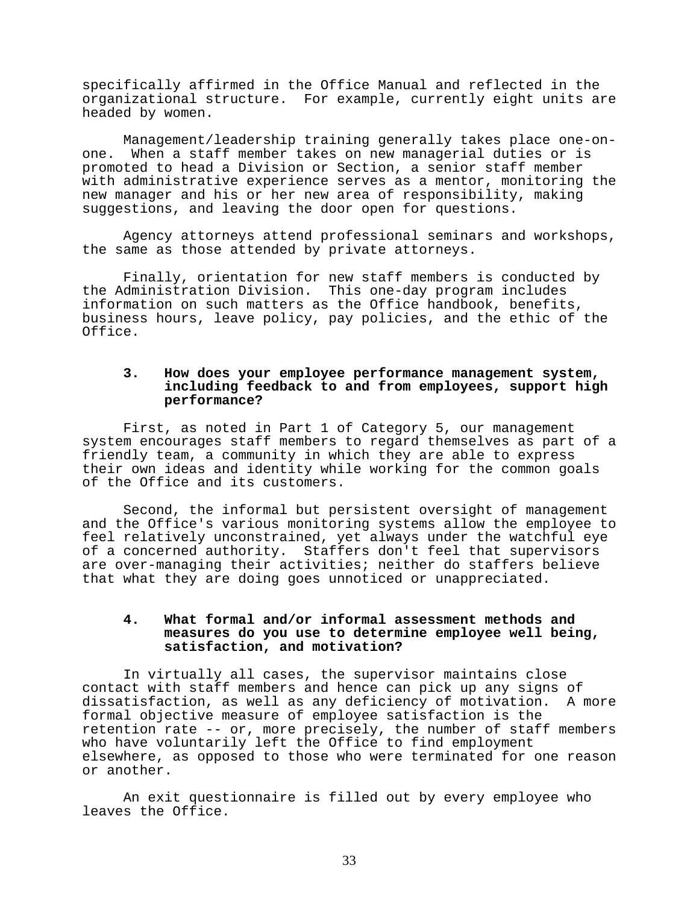specifically affirmed in the Office Manual and reflected in the organizational structure.  For example, currently eight units are headed by women.

Management/leadership training generally takes place one-on-one.  When a staff member takes on new managerial duties or is promoted to head a Division or Section, a senior staff member with administrative experience serves as a mentor, monitoring the new manager and his or her new area of responsibility, making suggestions, and leaving the door open for questions.

Agency attorneys attend professional seminars and workshops, the same as those attended by private attorneys.

Finally, orientation for new staff members is conducted by the Administration Division.  This one-day program includes information on such matters as the Office handbook, benefits, business hours, leave policy, pay policies, and the ethic of the Office.

**3. How does your employee performance management system, including feedback to and from employees, support high performance?**

First, as noted in Part 1 of Category 5, our management system encourages staff members to regard themselves as part of a friendly team, a community in which they are able to express their own ideas and identity while working for the common goals of the Office and its customers.

Second, the informal but persistent oversight of management and the Office's various monitoring systems allow the employee to feel relatively unconstrained, yet always under the watchful eye of a concerned authority.  Staffers don't feel that supervisors are over-managing their activities; neither do staffers believe that what they are doing goes unnoticed or unappreciated.

**4. What formal and/or informal assessment methods and measures do you use to determine employee well being, satisfaction, and motivation?**

In virtually all cases, the supervisor maintains close contact with staff members and hence can pick up any signs of dissatisfaction, as well as any deficiency of motivation.  A more formal objective measure of employee satisfaction is the retention rate -- or, more precisely, the number of staff members who have voluntarily left the Office to find employment elsewhere, as opposed to those who were terminated for one reason or another.

An exit questionnaire is filled out by every employee who leaves the Office.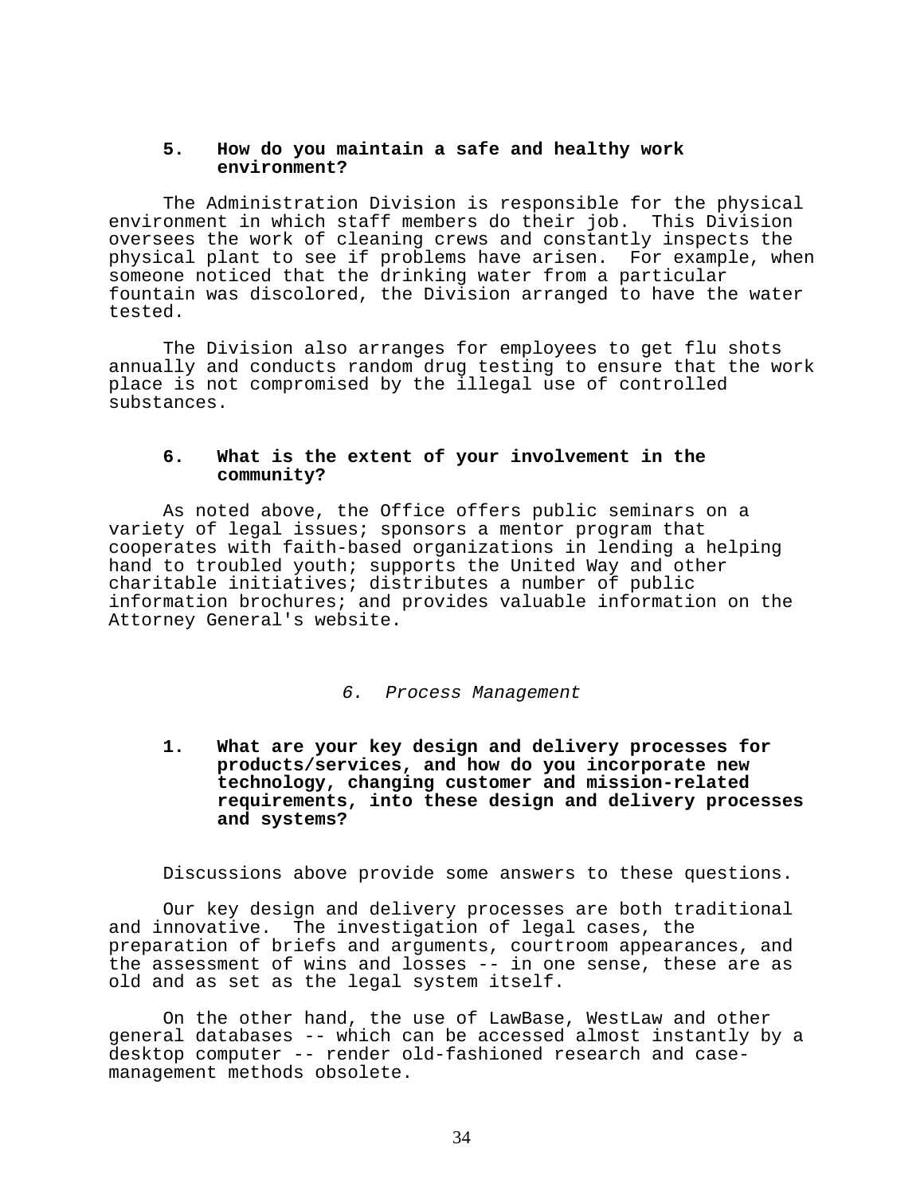### 5. How do you maintain a safe and healthy work environment?

The Administration Division is responsible for the physical environment in which staff members do their job. This Division oversees the work of cleaning crews and constantly inspects the physical plant to see if problems have arisen. For example, when someone noticed that the drinking water from a particular fountain was discolored, the Division arranged to have the water tested.

The Division also arranges for employees to get flu shots annually and conducts random drug testing to ensure that the work place is not compromised by the illegal use of controlled substances.

### 6. What is the extent of your involvement in the community?

As noted above, the Office offers public seminars on a variety of legal issues; sponsors a mentor program that cooperates with faith-based organizations in lending a helping hand to troubled youth; supports the United Way and other charitable initiatives; distributes a number of public information brochures; and provides valuable information on the Attorney General's website.

## *6. Process Management*

### 1. What are your key design and delivery processes for products/services, and how do you incorporate new technology, changing customer and mission-related requirements, into these design and delivery processes and systems?

Discussions above provide some answers to these questions.

Our key design and delivery processes are both traditional and innovative. The investigation of legal cases, the preparation of briefs and arguments, courtroom appearances, and the assessment of wins and losses -- in one sense, these are as old and as set as the legal system itself.

On the other hand, the use of LawBase, WestLaw and other general databases -- which can be accessed almost instantly by a desktop computer -- render old-fashioned research and case-management methods obsolete.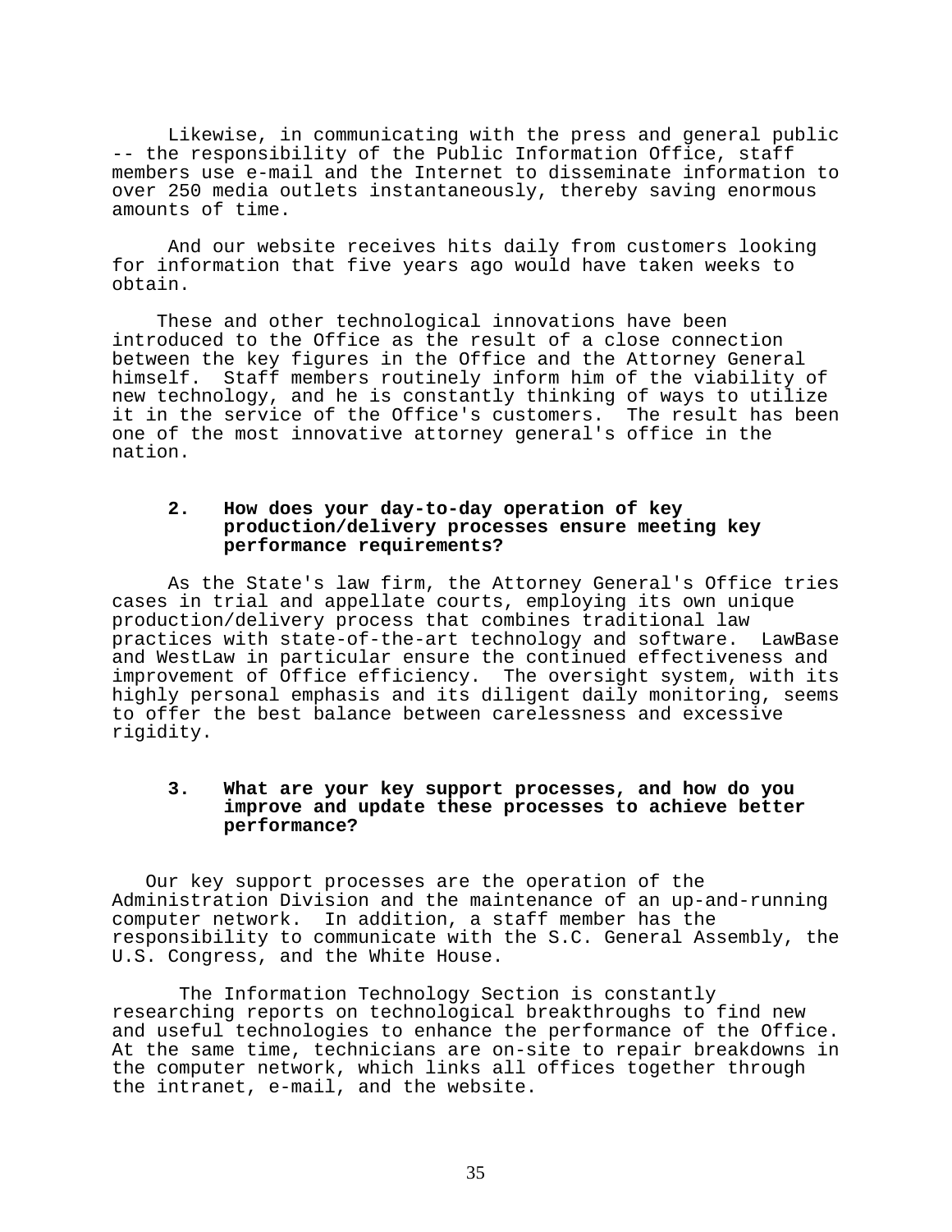Likewise, in communicating with the press and general public -- the responsibility of the Public Information Office, staff members use e-mail and the Internet to disseminate information to over 250 media outlets instantaneously, thereby saving enormous amounts of time.

And our website receives hits daily from customers looking for information that five years ago would have taken weeks to obtain.

These and other technological innovations have been introduced to the Office as the result of a close connection between the key figures in the Office and the Attorney General himself. Staff members routinely inform him of the viability of new technology, and he is constantly thinking of ways to utilize it in the service of the Office's customers. The result has been one of the most innovative attorney general's office in the nation.

**2. How does your day-to-day operation of key production/delivery processes ensure meeting key performance requirements?**

As the State's law firm, the Attorney General's Office tries cases in trial and appellate courts, employing its own unique production/delivery process that combines traditional law practices with state-of-the-art technology and software. LawBase and WestLaw in particular ensure the continued effectiveness and improvement of Office efficiency. The oversight system, with its highly personal emphasis and its diligent daily monitoring, seems to offer the best balance between carelessness and excessive rigidity.

**3. What are your key support processes, and how do you improve and update these processes to achieve better performance?**

Our key support processes are the operation of the Administration Division and the maintenance of an up-and-running computer network. In addition, a staff member has the responsibility to communicate with the S.C. General Assembly, the U.S. Congress, and the White House.

The Information Technology Section is constantly researching reports on technological breakthroughs to find new and useful technologies to enhance the performance of the Office. At the same time, technicians are on-site to repair breakdowns in the computer network, which links all offices together through the intranet, e-mail, and the website.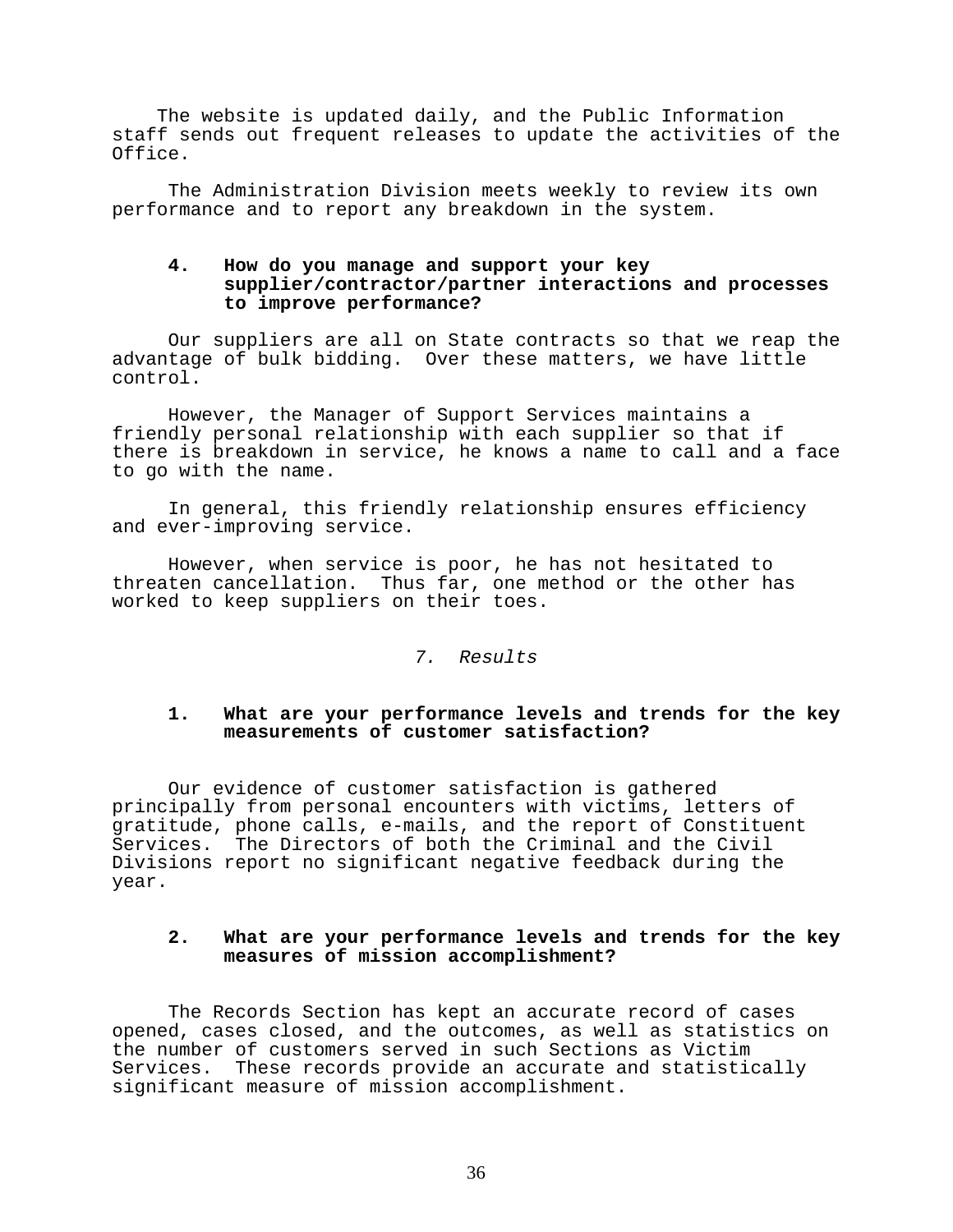The website is updated daily, and the Public Information staff sends out frequent releases to update the activities of the Office.

The Administration Division meets weekly to review its own performance and to report any breakdown in the system.

**4. How do you manage and support your key supplier/contractor/partner interactions and processes to improve performance?**

Our suppliers are all on State contracts so that we reap the advantage of bulk bidding. Over these matters, we have little control.

However, the Manager of Support Services maintains a friendly personal relationship with each supplier so that if there is breakdown in service, he knows a name to call and a face to go with the name.

In general, this friendly relationship ensures efficiency and ever-improving service.

However, when service is poor, he has not hesitated to threaten cancellation. Thus far, one method or the other has worked to keep suppliers on their toes.

## *7. Results*

**1. What are your performance levels and trends for the key measurements of customer satisfaction?**

Our evidence of customer satisfaction is gathered principally from personal encounters with victims, letters of gratitude, phone calls, e-mails, and the report of Constituent Services. The Directors of both the Criminal and the Civil Divisions report no significant negative feedback during the year.

**2. What are your performance levels and trends for the key measures of mission accomplishment?**

The Records Section has kept an accurate record of cases opened, cases closed, and the outcomes, as well as statistics on the number of customers served in such Sections as Victim Services. These records provide an accurate and statistically significant measure of mission accomplishment.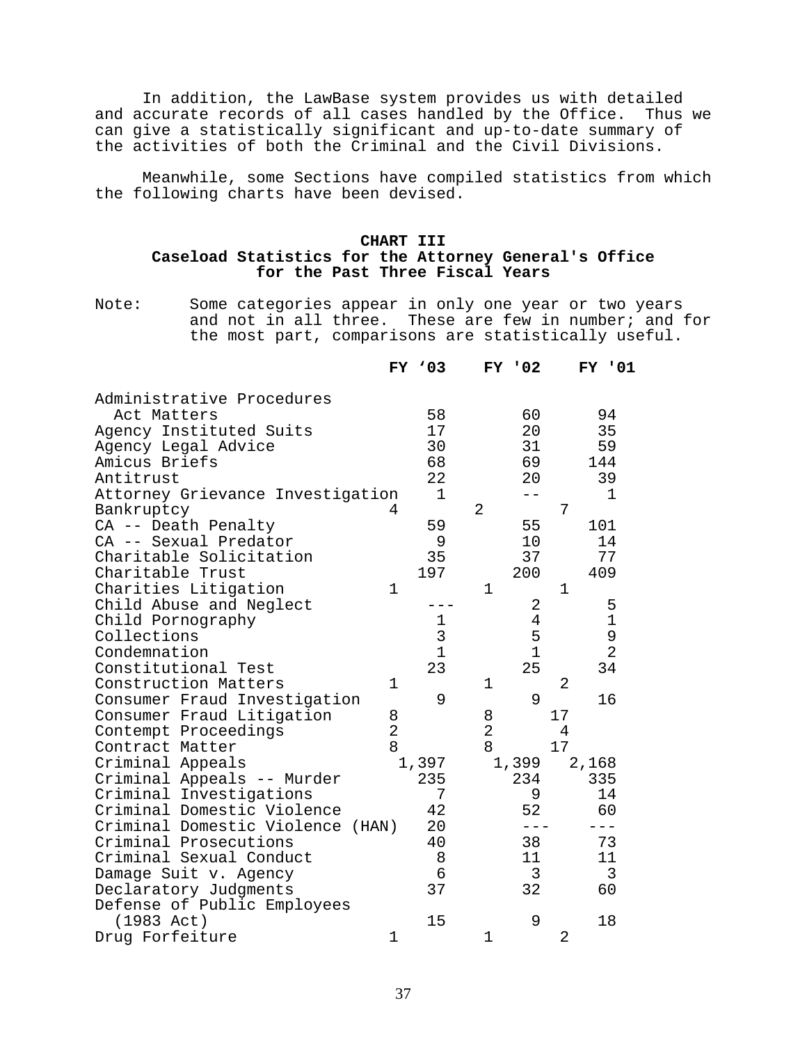In addition, the LawBase system provides us with detailed and accurate records of all cases handled by the Office. Thus we can give a statistically significant and up-to-date summary of the activities of both the Criminal and the Civil Divisions.

Meanwhile, some Sections have compiled statistics from which the following charts have been devised.

**CHART III**
**Caseload Statistics for the Attorney General's Office for the Past Three Fiscal Years**

Note: Some categories appear in only one year or two years and not in all three. These are few in number; and for the most part, comparisons are statistically useful.

| | FY '03 | FY '02 | FY '01 |
|---|---|---|---|
| Administrative Procedures Act Matters | 58 | 60 | 94 |
| Agency Instituted Suits | 17 | 20 | 35 |
| Agency Legal Advice | 30 | 31 | 59 |
| Amicus Briefs | 68 | 69 | 144 |
| Antitrust | 22 | 20 | 39 |
| Attorney Grievance Investigation | 1 | -- | 1 |
| Bankruptcy | 4 | 2 | 7 |
| CA -- Death Penalty | 59 | 55 | 101 |
| CA -- Sexual Predator | 9 | 10 | 14 |
| Charitable Solicitation | 35 | 37 | 77 |
| Charitable Trust | 197 | 200 | 409 |
| Charities Litigation | 1 | 1 | 1 |
| Child Abuse and Neglect | --- | 2 | 5 |
| Child Pornography | 1 | 4 | 1 |
| Collections | 3 | 5 | 9 |
| Condemnation | 1 | 1 | 2 |
| Constitutional Test | 23 | 25 | 34 |
| Construction Matters | 1 | 1 | 2 |
| Consumer Fraud Investigation | 9 | 9 | 16 |
| Consumer Fraud Litigation | 8 | 8 | 17 |
| Contempt Proceedings | 2 | 2 | 4 |
| Contract Matter | 8 | 8 | 17 |
| Criminal Appeals | 1,397 | 1,399 | 2,168 |
| Criminal Appeals -- Murder | 235 | 234 | 335 |
| Criminal Investigations | 7 | 9 | 14 |
| Criminal Domestic Violence | 42 | 52 | 60 |
| Criminal Domestic Violence (HAN) | 20 | --- | --- |
| Criminal Prosecutions | 40 | 38 | 73 |
| Criminal Sexual Conduct | 8 | 11 | 11 |
| Damage Suit v. Agency | 6 | 3 | 3 |
| Declaratory Judgments | 37 | 32 | 60 |
| Defense of Public Employees (1983 Act) | 15 | 9 | 18 |
| Drug Forfeiture | 1 | 1 | 2 |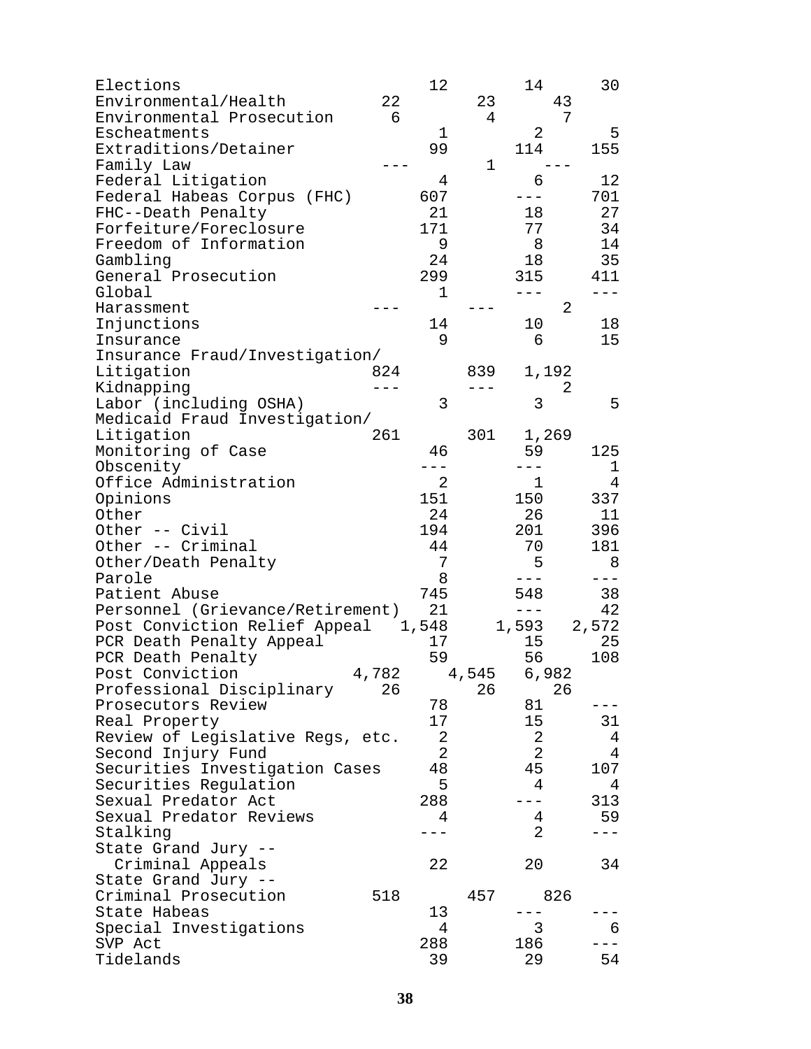| | | | |
|---|---|---|---|
| Elections | 12 | 14 | 30 |
| Environmental/Health | 22 | 23 | 43 |
| Environmental Prosecution | 6 | 4 | 7 |
| Escheatments | 1 | 2 | 5 |
| Extraditions/Detainer | 99 | 114 | 155 |
| Family Law | --- | 1 | --- |
| Federal Litigation | 4 | 6 | 12 |
| Federal Habeas Corpus (FHC) | 607 | --- | 701 |
| FHC--Death Penalty | 21 | 18 | 27 |
| Forfeiture/Foreclosure | 171 | 77 | 34 |
| Freedom of Information | 9 | 8 | 14 |
| Gambling | 24 | 18 | 35 |
| General Prosecution | 299 | 315 | 411 |
| Global | 1 | --- | --- |
| Harassment | --- | --- | 2 |
| Injunctions | 14 | 10 | 18 |
| Insurance | 9 | 6 | 15 |
| Insurance Fraud/Investigation/ Litigation | 824 | 839 | 1,192 |
| Kidnapping | --- | --- | 2 |
| Labor (including OSHA) | 3 | 3 | 5 |
| Medicaid Fraud Investigation/ Litigation | 261 | 301 | 1,269 |
| Monitoring of Case | 46 | 59 | 125 |
| Obscenity | --- | --- | 1 |
| Office Administration | 2 | 1 | 4 |
| Opinions | 151 | 150 | 337 |
| Other | 24 | 26 | 11 |
| Other -- Civil | 194 | 201 | 396 |
| Other -- Criminal | 44 | 70 | 181 |
| Other/Death Penalty | 7 | 5 | 8 |
| Parole | 8 | --- | --- |
| Patient Abuse | 745 | 548 | 38 |
| Personnel (Grievance/Retirement) | 21 | --- | 42 |
| Post Conviction Relief Appeal | 1,548 | 1,593 | 2,572 |
| PCR Death Penalty Appeal | 17 | 15 | 25 |
| PCR Death Penalty | 59 | 56 | 108 |
| Post Conviction | 4,782 | 4,545 | 6,982 |
| Professional Disciplinary | 26 | 26 | 26 |
| Prosecutors Review | 78 | 81 | --- |
| Real Property | 17 | 15 | 31 |
| Review of Legislative Regs, etc. | 2 | 2 | 4 |
| Second Injury Fund | 2 | 2 | 4 |
| Securities Investigation Cases | 48 | 45 | 107 |
| Securities Regulation | 5 | 4 | 4 |
| Sexual Predator Act | 288 | --- | 313 |
| Sexual Predator Reviews | 4 | 4 | 59 |
| Stalking | --- | 2 | --- |
| State Grand Jury -- Criminal Appeals | 22 | 20 | 34 |
| State Grand Jury -- Criminal Prosecution | 518 | 457 | 826 |
| State Habeas | 13 | --- | --- |
| Special Investigations | 4 | 3 | 6 |
| SVP Act | 288 | 186 | --- |
| Tidelands | 39 | 29 | 54 |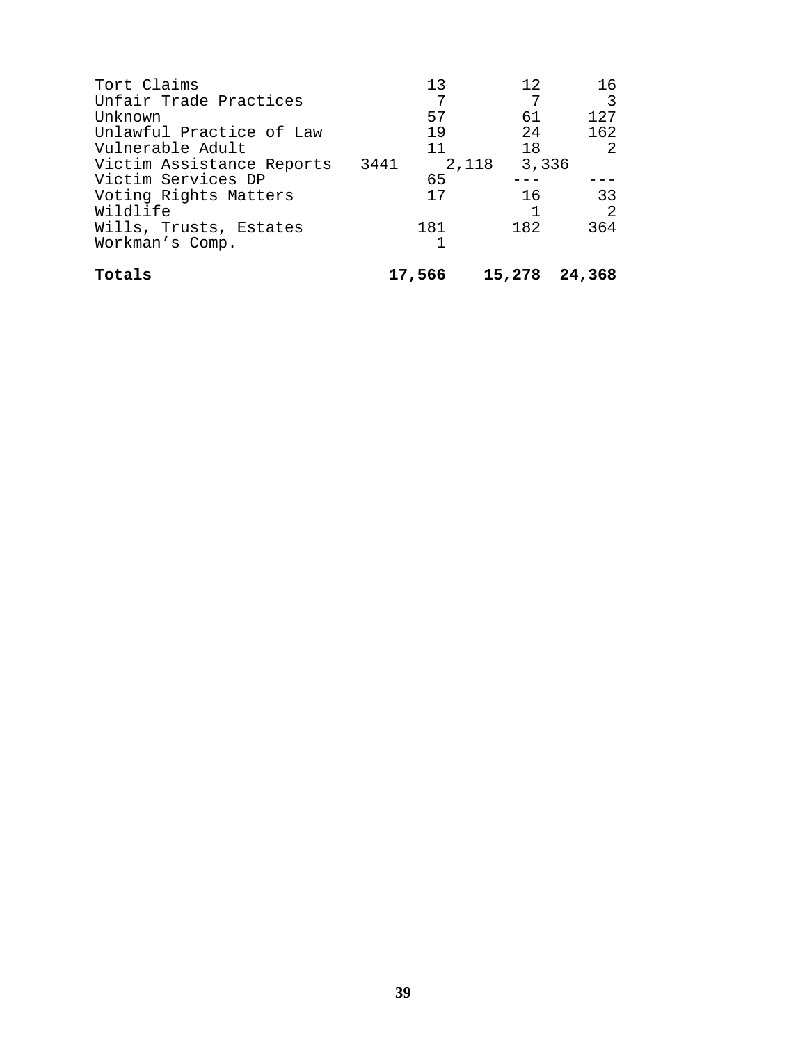| | | | |
|---|---|---|---|
| Tort Claims | 13 | 12 | 16 |
| Unfair Trade Practices | 7 | 7 | 3 |
| Unknown | 57 | 61 | 127 |
| Unlawful Practice of Law | 19 | 24 | 162 |
| Vulnerable Adult | 11 | 18 | 2 |
| Victim Assistance Reports | 3441 | 2,118 | 3,336 |
| Victim Services DP | 65 | --- | --- |
| Voting Rights Matters | 17 | 16 | 33 |
| Wildlife | | 1 | 2 |
| Wills, Trusts, Estates | 181 | 182 | 364 |
| Workman's Comp. | 1 | | |
| **Totals** | **17,566** | **15,278** | **24,368** |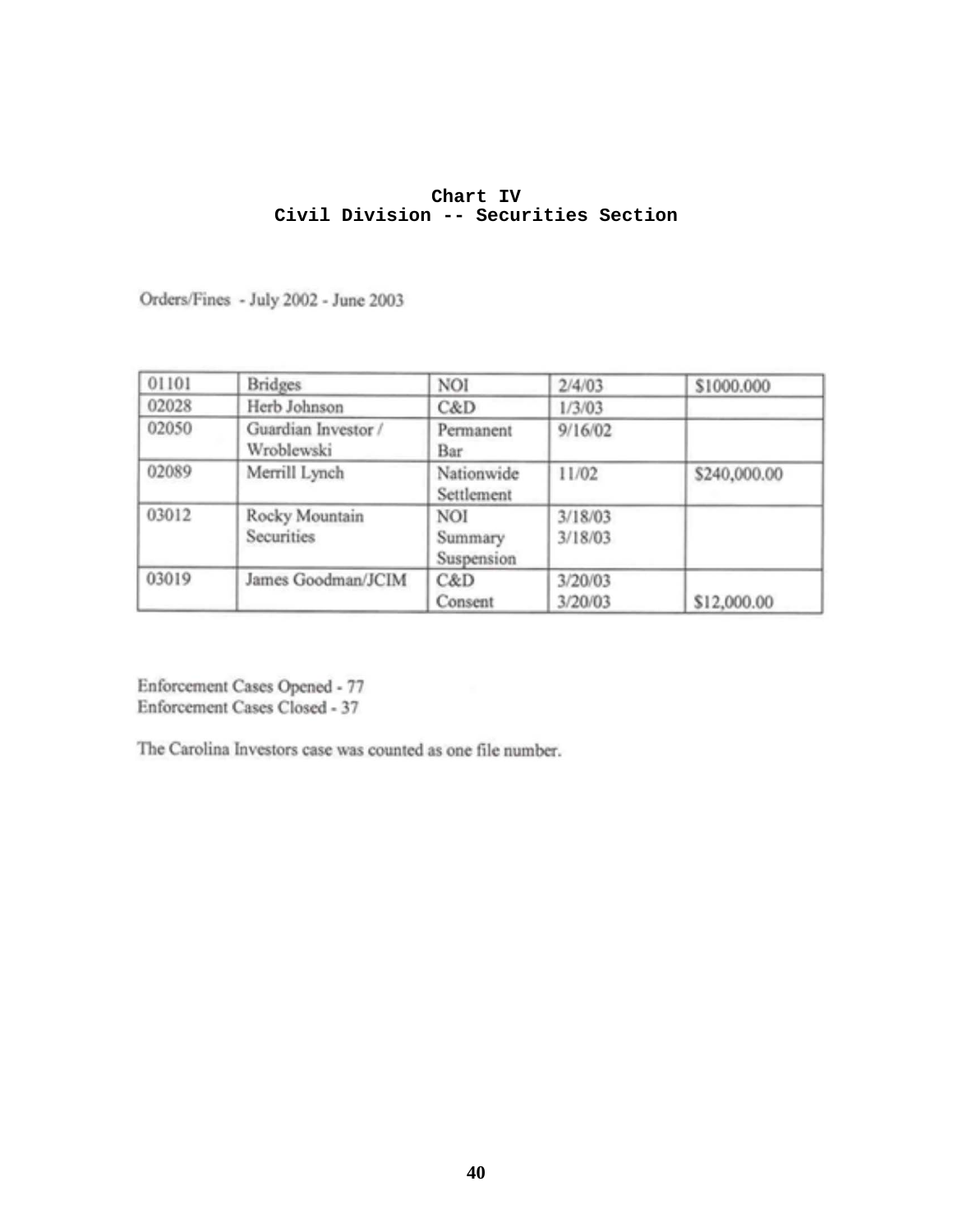**Chart IV**
**Civil Division -- Securities Section**

Orders/Fines - July 2002 - June 2003

| | | | | |
|---|---|---|---|---|
| 01101 | Bridges | NOI | 2/4/03 | $1000.000 |
| 02028 | Herb Johnson | C&D | 1/3/03 | |
| 02050 | Guardian Investor / Wroblewski | Permanent Bar | 9/16/02 | |
| 02089 | Merrill Lynch | Nationwide Settlement | 11/02 | $240,000.00 |
| 03012 | Rocky Mountain Securities | NOI<br>Summary Suspension | 3/18/03<br>3/18/03 | |
| 03019 | James Goodman/JCIM | C&D<br>Consent | 3/20/03<br>3/20/03 | <br>$12,000.00 |

Enforcement Cases Opened - 77
Enforcement Cases Closed - 37

The Carolina Investors case was counted as one file number.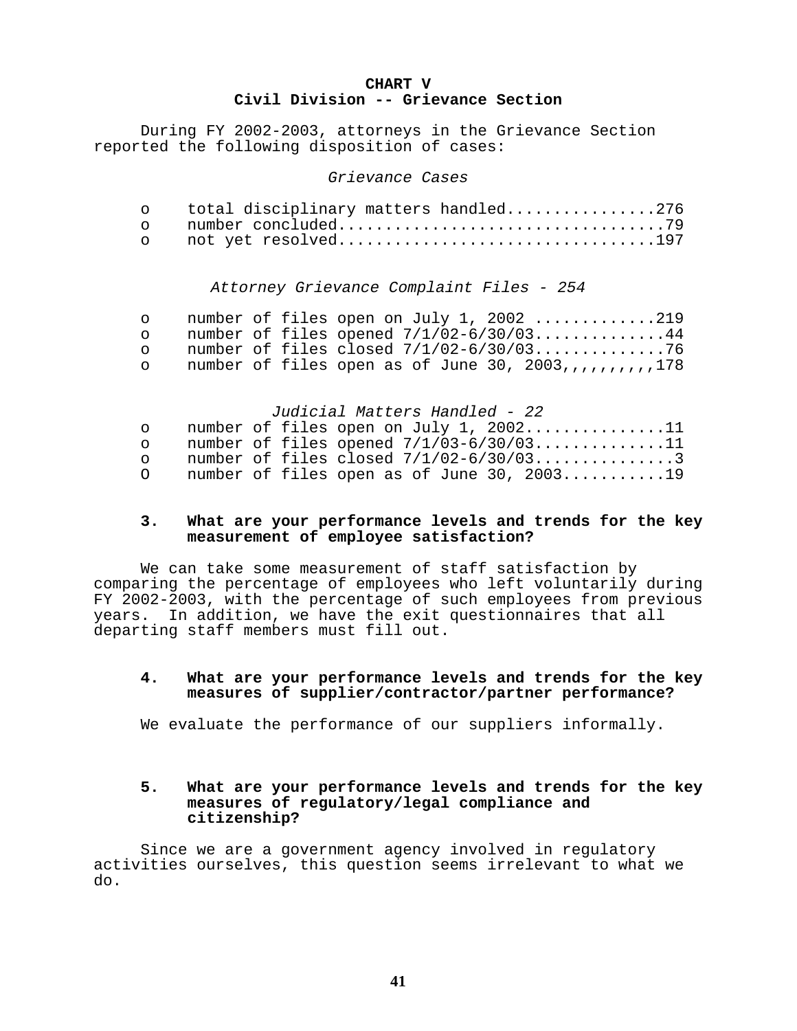## CHART V
## Civil Division -- Grievance Section

During FY 2002-2003, attorneys in the Grievance Section reported the following disposition of cases:

*Grievance Cases*

- o total disciplinary matters handled................276
- o number concluded...................................79
- o not yet resolved..................................197

*Attorney Grievance Complaint Files - 254*

- o number of files open on July 1, 2002 .............219
- o number of files opened 7/1/02-6/30/03..............44
- o number of files closed 7/1/02-6/30/03..............76
- o number of files open as of June 30, 2003,,,,,,,,,,178

*Judicial Matters Handled - 22*

- o number of files open on July 1, 2002...............11
- o number of files opened 7/1/03-6/30/03..............11
- o number of files closed 7/1/02-6/30/03...............3
- O number of files open as of June 30, 2003...........19

**3. What are your performance levels and trends for the key measurement of employee satisfaction?**

We can take some measurement of staff satisfaction by comparing the percentage of employees who left voluntarily during FY 2002-2003, with the percentage of such employees from previous years. In addition, we have the exit questionnaires that all departing staff members must fill out.

**4. What are your performance levels and trends for the key measures of supplier/contractor/partner performance?**

We evaluate the performance of our suppliers informally.

**5. What are your performance levels and trends for the key measures of regulatory/legal compliance and citizenship?**

Since we are a government agency involved in regulatory activities ourselves, this question seems irrelevant to what we do.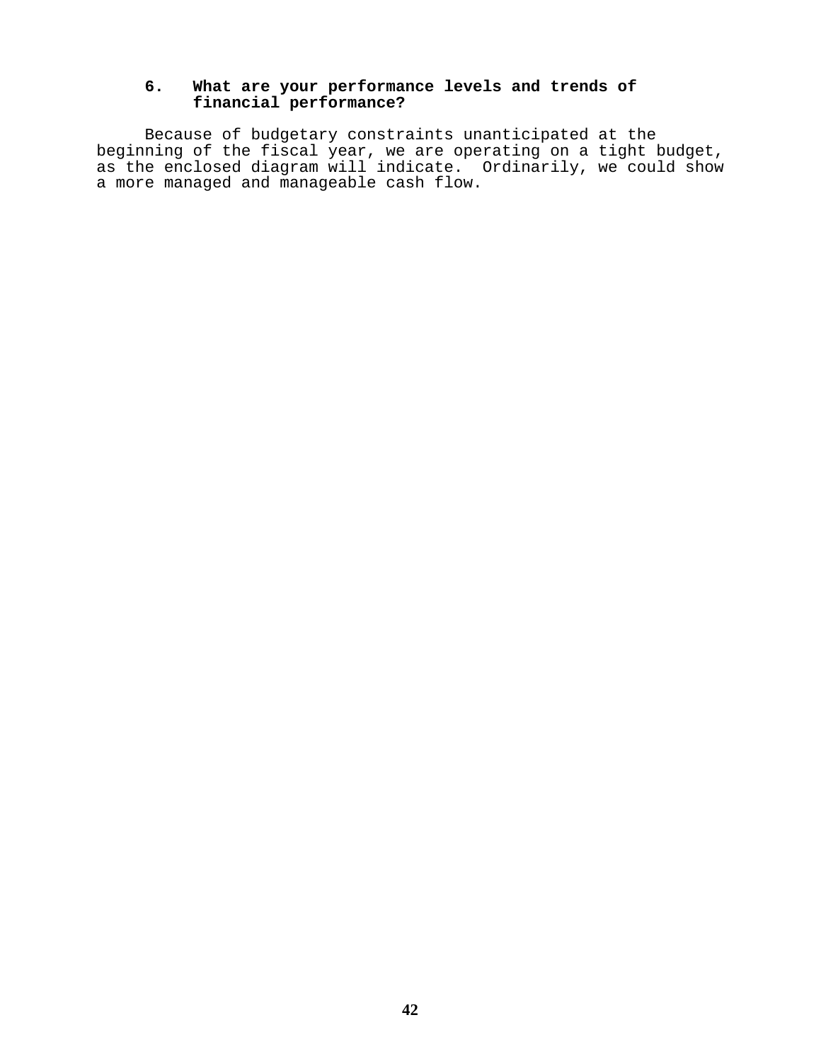**6. What are your performance levels and trends of financial performance?**

Because of budgetary constraints unanticipated at the beginning of the fiscal year, we are operating on a tight budget, as the enclosed diagram will indicate. Ordinarily, we could show a more managed and manageable cash flow.